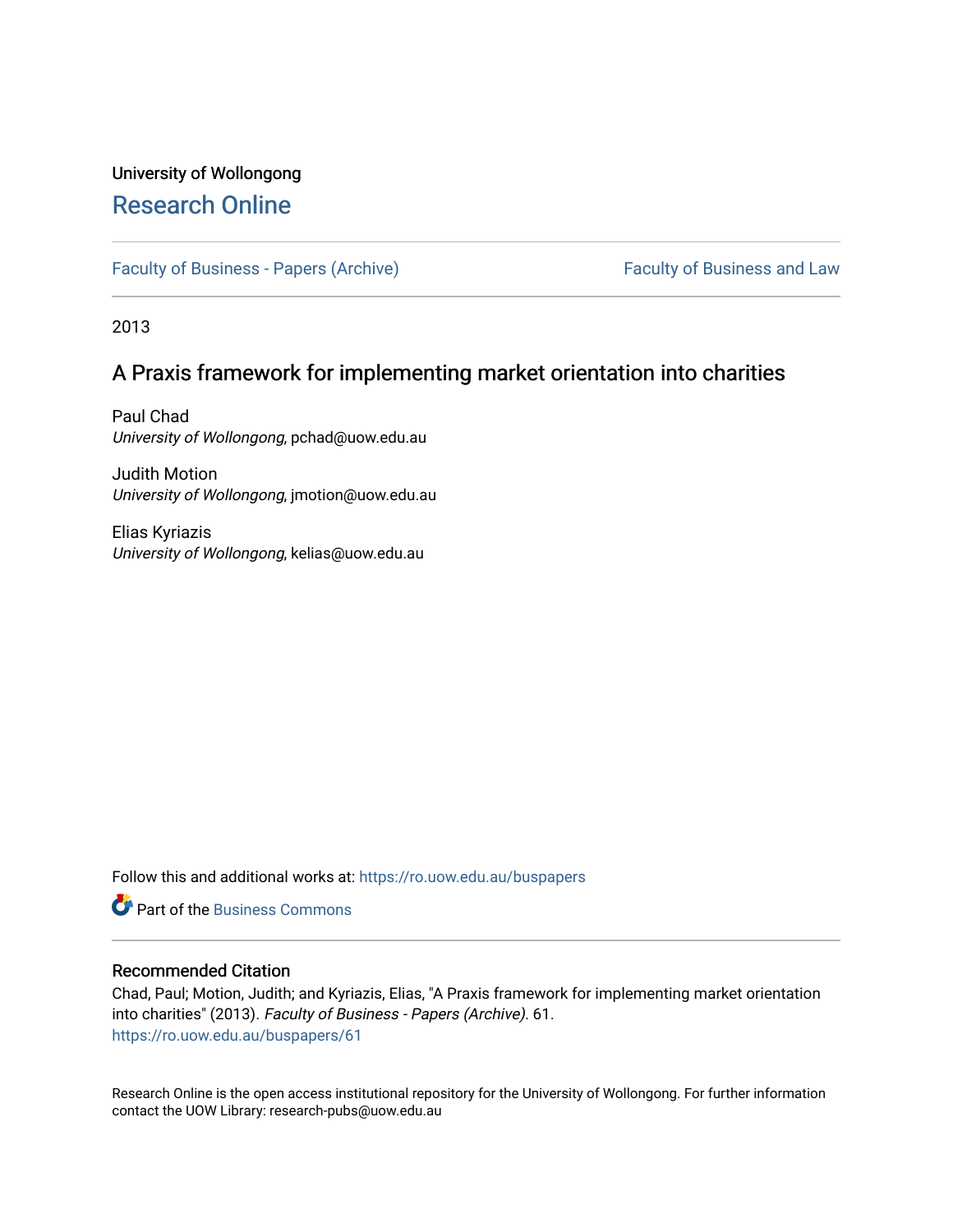University of Wollongong

# Research Online

Faculty of Business - Papers (Archive) Faculty of Business and Law

2013

## A Praxis framework for implementing market orientation into charities

Paul Chad
*University of Wollongong*, pchad@uow.edu.au

Judith Motion
*University of Wollongong*, jmotion@uow.edu.au

Elias Kyriazis
*University of Wollongong*, kelias@uow.edu.au

Follow this and additional works at: https://ro.uow.edu.au/buspapers

Part of the Business Commons

### Recommended Citation

Chad, Paul; Motion, Judith; and Kyriazis, Elias, "A Praxis framework for implementing market orientation into charities" (2013). *Faculty of Business - Papers (Archive)*. 61.
https://ro.uow.edu.au/buspapers/61

Research Online is the open access institutional repository for the University of Wollongong. For further information contact the UOW Library: research-pubs@uow.edu.au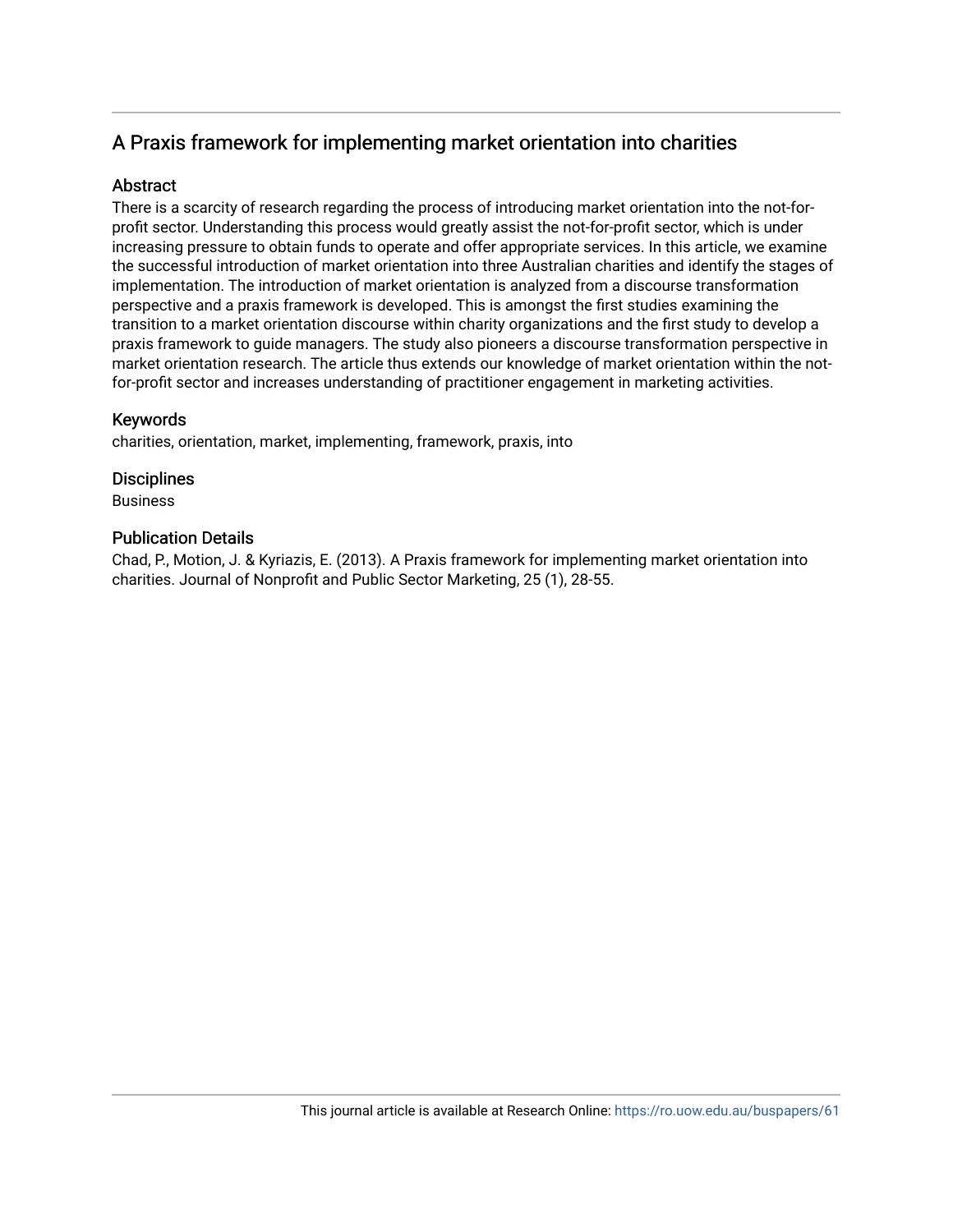## A Praxis framework for implementing market orientation into charities

### Abstract

There is a scarcity of research regarding the process of introducing market orientation into the not-for-profit sector. Understanding this process would greatly assist the not-for-profit sector, which is under increasing pressure to obtain funds to operate and offer appropriate services. In this article, we examine the successful introduction of market orientation into three Australian charities and identify the stages of implementation. The introduction of market orientation is analyzed from a discourse transformation perspective and a praxis framework is developed. This is amongst the first studies examining the transition to a market orientation discourse within charity organizations and the first study to develop a praxis framework to guide managers. The study also pioneers a discourse transformation perspective in market orientation research. The article thus extends our knowledge of market orientation within the not-for-profit sector and increases understanding of practitioner engagement in marketing activities.

### Keywords

charities, orientation, market, implementing, framework, praxis, into

### Disciplines

Business

### Publication Details

Chad, P., Motion, J. & Kyriazis, E. (2013). A Praxis framework for implementing market orientation into charities. Journal of Nonprofit and Public Sector Marketing, 25 (1), 28-55.

This journal article is available at Research Online: https://ro.uow.edu.au/buspapers/61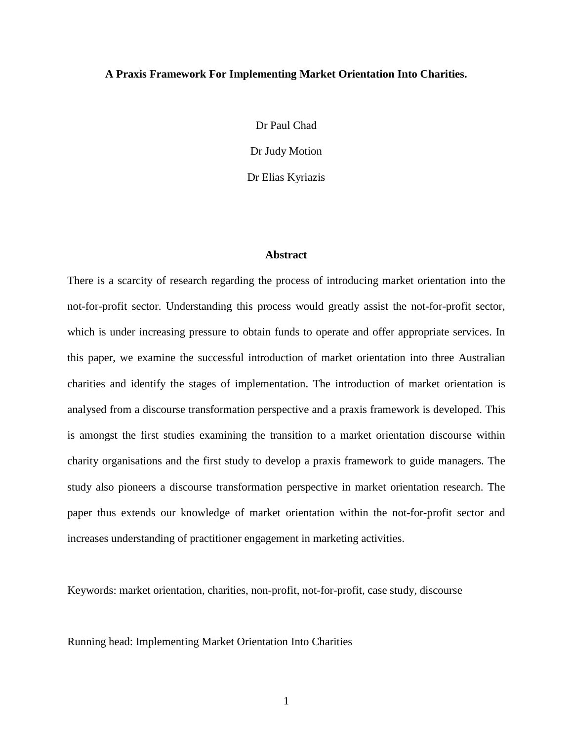**A Praxis Framework For Implementing Market Orientation Into Charities.**

Dr Paul Chad

Dr Judy Motion

Dr Elias Kyriazis

## Abstract

There is a scarcity of research regarding the process of introducing market orientation into the not-for-profit sector. Understanding this process would greatly assist the not-for-profit sector, which is under increasing pressure to obtain funds to operate and offer appropriate services. In this paper, we examine the successful introduction of market orientation into three Australian charities and identify the stages of implementation. The introduction of market orientation is analysed from a discourse transformation perspective and a praxis framework is developed. This is amongst the first studies examining the transition to a market orientation discourse within charity organisations and the first study to develop a praxis framework to guide managers. The study also pioneers a discourse transformation perspective in market orientation research. The paper thus extends our knowledge of market orientation within the not-for-profit sector and increases understanding of practitioner engagement in marketing activities.

Keywords: market orientation, charities, non-profit, not-for-profit, case study, discourse

Running head: Implementing Market Orientation Into Charities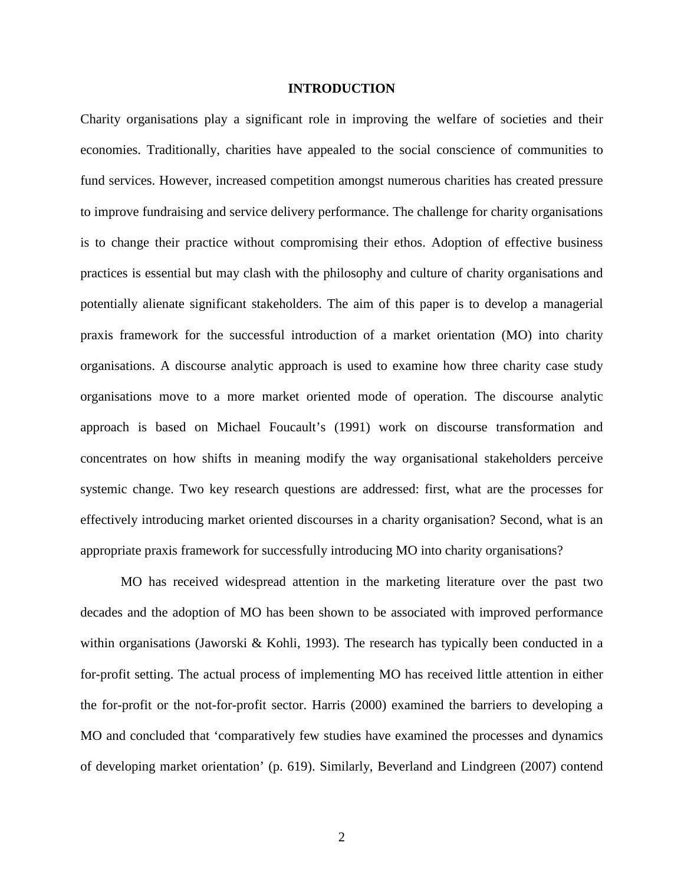# INTRODUCTION

Charity organisations play a significant role in improving the welfare of societies and their economies. Traditionally, charities have appealed to the social conscience of communities to fund services. However, increased competition amongst numerous charities has created pressure to improve fundraising and service delivery performance. The challenge for charity organisations is to change their practice without compromising their ethos. Adoption of effective business practices is essential but may clash with the philosophy and culture of charity organisations and potentially alienate significant stakeholders. The aim of this paper is to develop a managerial praxis framework for the successful introduction of a market orientation (MO) into charity organisations. A discourse analytic approach is used to examine how three charity case study organisations move to a more market oriented mode of operation. The discourse analytic approach is based on Michael Foucault's (1991) work on discourse transformation and concentrates on how shifts in meaning modify the way organisational stakeholders perceive systemic change. Two key research questions are addressed: first, what are the processes for effectively introducing market oriented discourses in a charity organisation? Second, what is an appropriate praxis framework for successfully introducing MO into charity organisations?

MO has received widespread attention in the marketing literature over the past two decades and the adoption of MO has been shown to be associated with improved performance within organisations (Jaworski & Kohli, 1993). The research has typically been conducted in a for-profit setting. The actual process of implementing MO has received little attention in either the for-profit or the not-for-profit sector. Harris (2000) examined the barriers to developing a MO and concluded that 'comparatively few studies have examined the processes and dynamics of developing market orientation' (p. 619). Similarly, Beverland and Lindgreen (2007) contend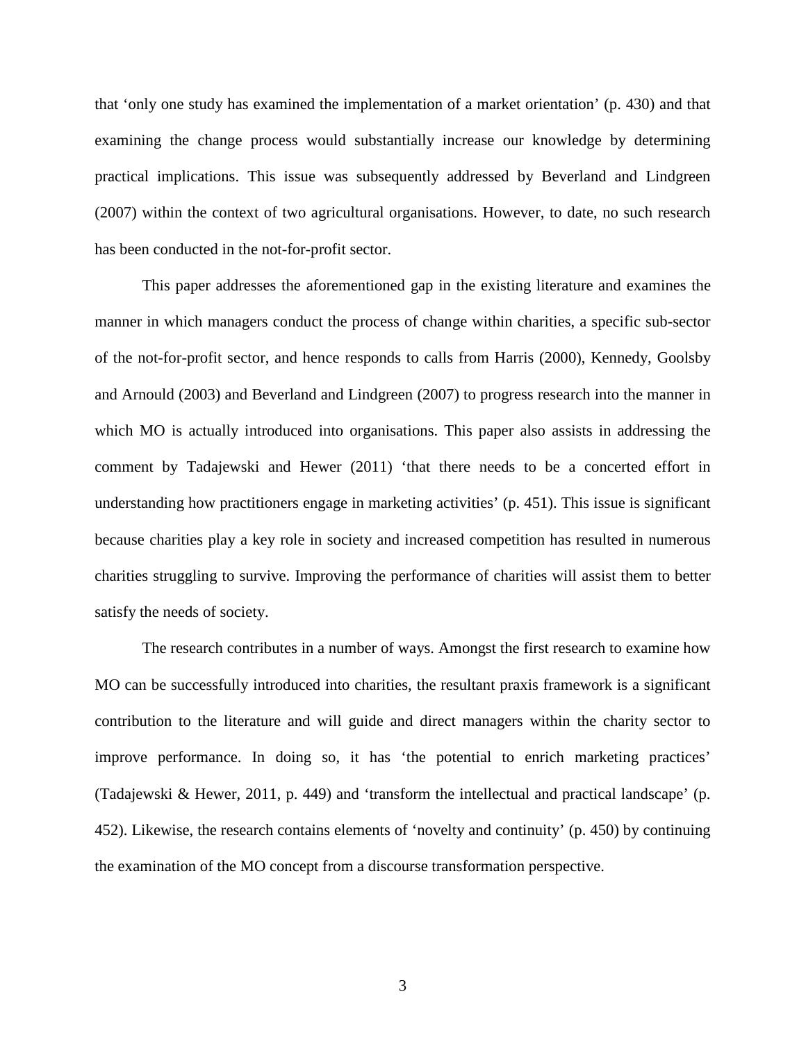that 'only one study has examined the implementation of a market orientation' (p. 430) and that examining the change process would substantially increase our knowledge by determining practical implications. This issue was subsequently addressed by Beverland and Lindgreen (2007) within the context of two agricultural organisations. However, to date, no such research has been conducted in the not-for-profit sector.

This paper addresses the aforementioned gap in the existing literature and examines the manner in which managers conduct the process of change within charities, a specific sub-sector of the not-for-profit sector, and hence responds to calls from Harris (2000), Kennedy, Goolsby and Arnould (2003) and Beverland and Lindgreen (2007) to progress research into the manner in which MO is actually introduced into organisations. This paper also assists in addressing the comment by Tadajewski and Hewer (2011) 'that there needs to be a concerted effort in understanding how practitioners engage in marketing activities' (p. 451). This issue is significant because charities play a key role in society and increased competition has resulted in numerous charities struggling to survive. Improving the performance of charities will assist them to better satisfy the needs of society.

The research contributes in a number of ways. Amongst the first research to examine how MO can be successfully introduced into charities, the resultant praxis framework is a significant contribution to the literature and will guide and direct managers within the charity sector to improve performance. In doing so, it has 'the potential to enrich marketing practices' (Tadajewski & Hewer, 2011, p. 449) and 'transform the intellectual and practical landscape' (p. 452). Likewise, the research contains elements of 'novelty and continuity' (p. 450) by continuing the examination of the MO concept from a discourse transformation perspective.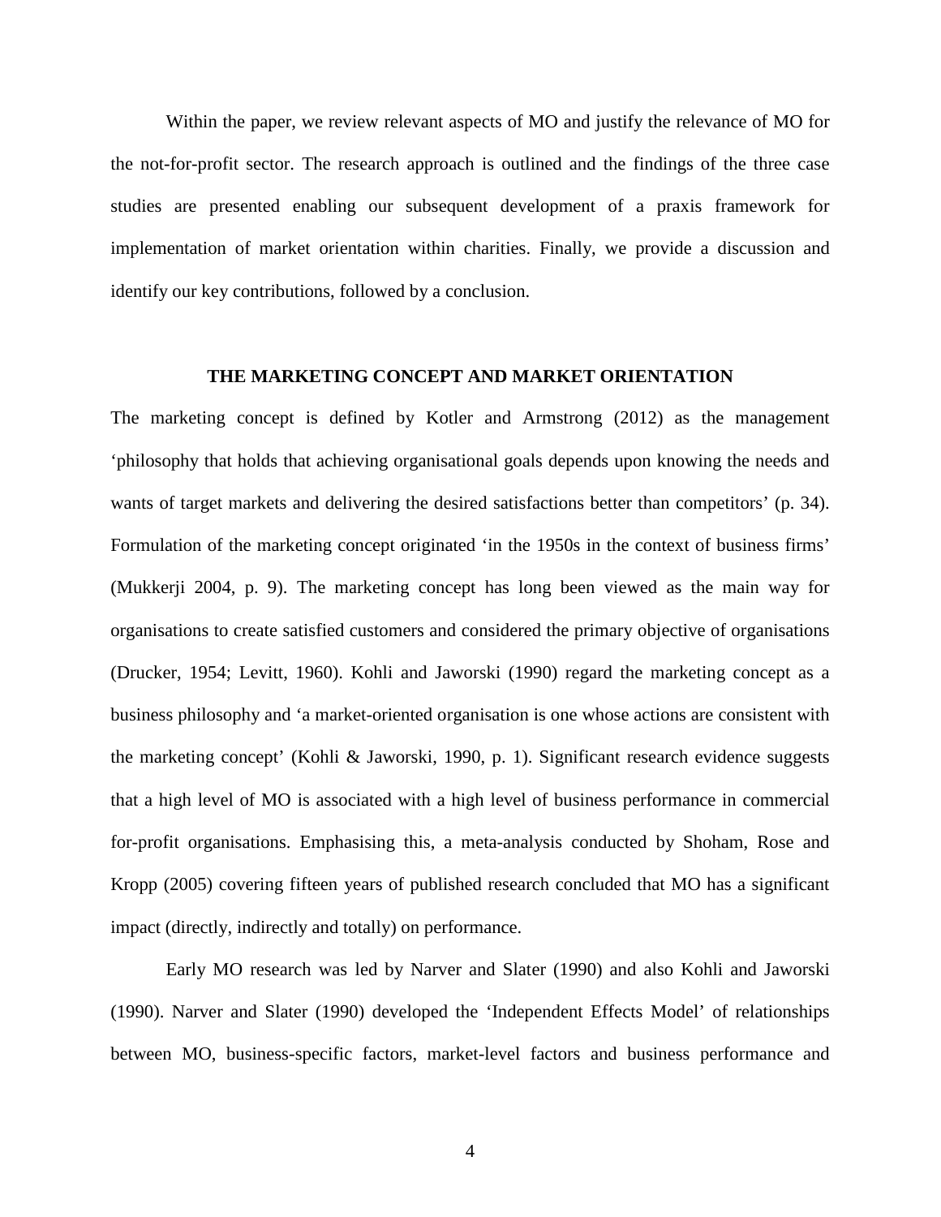Within the paper, we review relevant aspects of MO and justify the relevance of MO for the not-for-profit sector. The research approach is outlined and the findings of the three case studies are presented enabling our subsequent development of a praxis framework for implementation of market orientation within charities. Finally, we provide a discussion and identify our key contributions, followed by a conclusion.

## THE MARKETING CONCEPT AND MARKET ORIENTATION

The marketing concept is defined by Kotler and Armstrong (2012) as the management 'philosophy that holds that achieving organisational goals depends upon knowing the needs and wants of target markets and delivering the desired satisfactions better than competitors' (p. 34). Formulation of the marketing concept originated 'in the 1950s in the context of business firms' (Mukkerji 2004, p. 9). The marketing concept has long been viewed as the main way for organisations to create satisfied customers and considered the primary objective of organisations (Drucker, 1954; Levitt, 1960). Kohli and Jaworski (1990) regard the marketing concept as a business philosophy and 'a market-oriented organisation is one whose actions are consistent with the marketing concept' (Kohli & Jaworski, 1990, p. 1). Significant research evidence suggests that a high level of MO is associated with a high level of business performance in commercial for-profit organisations. Emphasising this, a meta-analysis conducted by Shoham, Rose and Kropp (2005) covering fifteen years of published research concluded that MO has a significant impact (directly, indirectly and totally) on performance.

Early MO research was led by Narver and Slater (1990) and also Kohli and Jaworski (1990). Narver and Slater (1990) developed the 'Independent Effects Model' of relationships between MO, business-specific factors, market-level factors and business performance and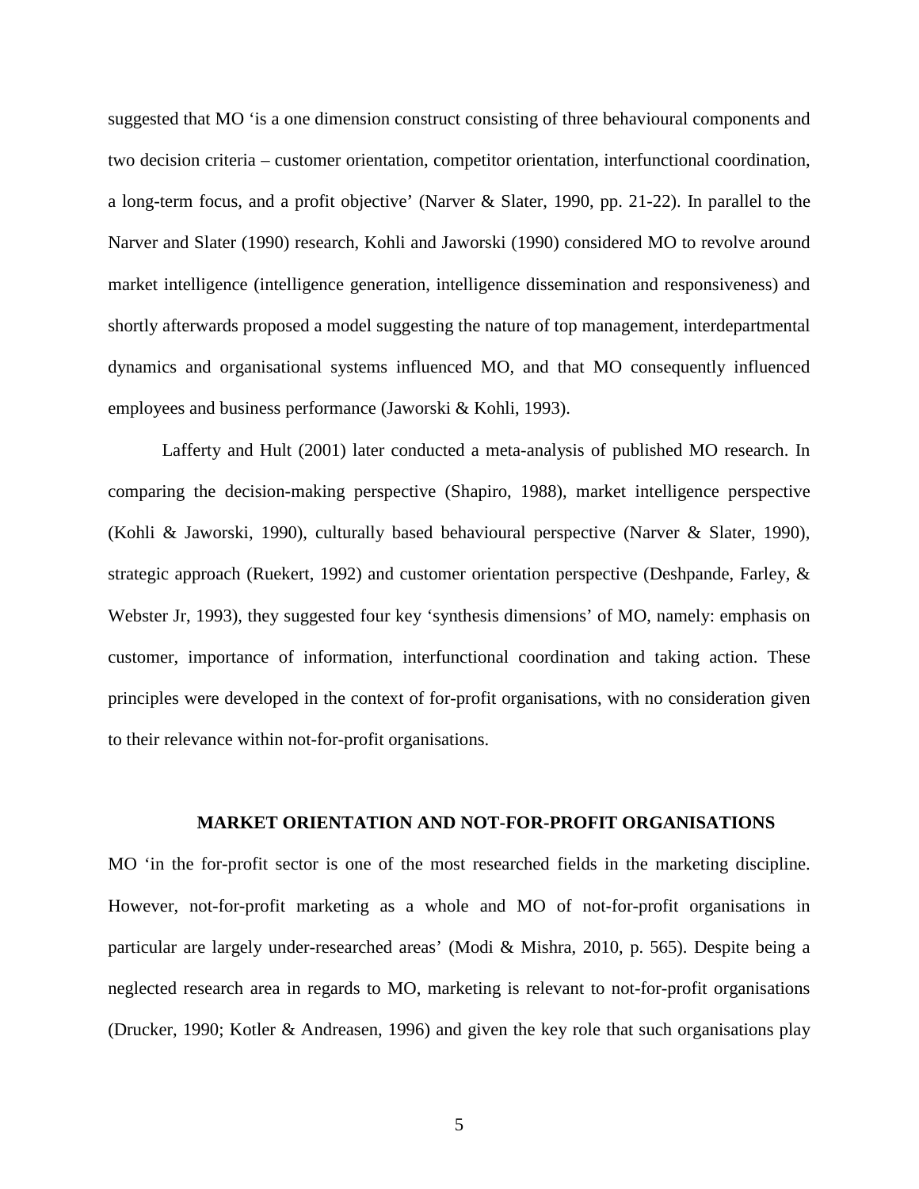suggested that MO 'is a one dimension construct consisting of three behavioural components and two decision criteria – customer orientation, competitor orientation, interfunctional coordination, a long-term focus, and a profit objective' (Narver & Slater, 1990, pp. 21-22). In parallel to the Narver and Slater (1990) research, Kohli and Jaworski (1990) considered MO to revolve around market intelligence (intelligence generation, intelligence dissemination and responsiveness) and shortly afterwards proposed a model suggesting the nature of top management, interdepartmental dynamics and organisational systems influenced MO, and that MO consequently influenced employees and business performance (Jaworski & Kohli, 1993).

Lafferty and Hult (2001) later conducted a meta-analysis of published MO research. In comparing the decision-making perspective (Shapiro, 1988), market intelligence perspective (Kohli & Jaworski, 1990), culturally based behavioural perspective (Narver & Slater, 1990), strategic approach (Ruekert, 1992) and customer orientation perspective (Deshpande, Farley, & Webster Jr, 1993), they suggested four key 'synthesis dimensions' of MO, namely: emphasis on customer, importance of information, interfunctional coordination and taking action. These principles were developed in the context of for-profit organisations, with no consideration given to their relevance within not-for-profit organisations.

## MARKET ORIENTATION AND NOT-FOR-PROFIT ORGANISATIONS

MO 'in the for-profit sector is one of the most researched fields in the marketing discipline. However, not-for-profit marketing as a whole and MO of not-for-profit organisations in particular are largely under-researched areas' (Modi & Mishra, 2010, p. 565). Despite being a neglected research area in regards to MO, marketing is relevant to not-for-profit organisations (Drucker, 1990; Kotler & Andreasen, 1996) and given the key role that such organisations play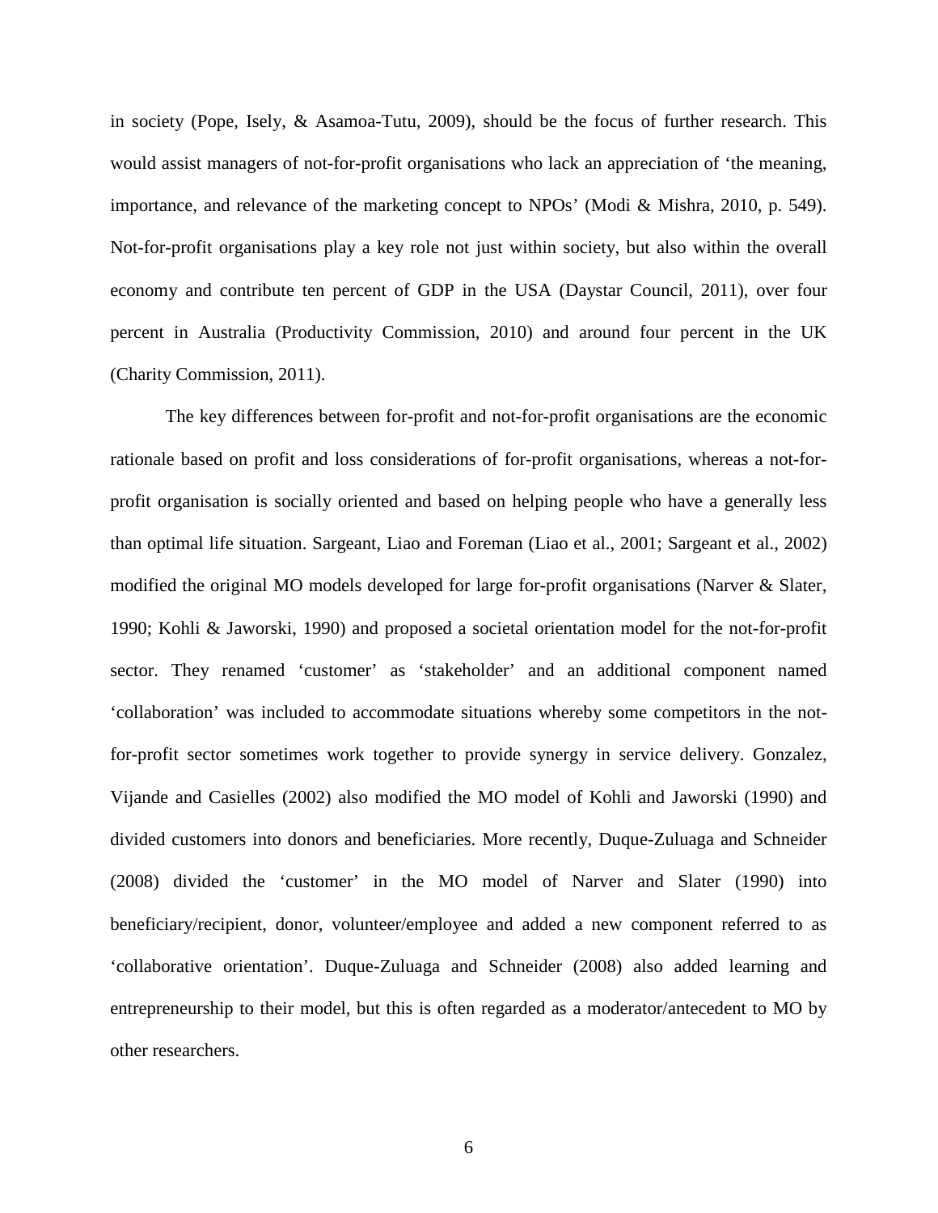in society (Pope, Isely, & Asamoa-Tutu, 2009), should be the focus of further research. This would assist managers of not-for-profit organisations who lack an appreciation of 'the meaning, importance, and relevance of the marketing concept to NPOs' (Modi & Mishra, 2010, p. 549). Not-for-profit organisations play a key role not just within society, but also within the overall economy and contribute ten percent of GDP in the USA (Daystar Council, 2011), over four percent in Australia (Productivity Commission, 2010) and around four percent in the UK (Charity Commission, 2011).

The key differences between for-profit and not-for-profit organisations are the economic rationale based on profit and loss considerations of for-profit organisations, whereas a not-for-profit organisation is socially oriented and based on helping people who have a generally less than optimal life situation. Sargeant, Liao and Foreman (Liao et al., 2001; Sargeant et al., 2002) modified the original MO models developed for large for-profit organisations (Narver & Slater, 1990; Kohli & Jaworski, 1990) and proposed a societal orientation model for the not-for-profit sector. They renamed 'customer' as 'stakeholder' and an additional component named 'collaboration' was included to accommodate situations whereby some competitors in the not-for-profit sector sometimes work together to provide synergy in service delivery. Gonzalez, Vijande and Casielles (2002) also modified the MO model of Kohli and Jaworski (1990) and divided customers into donors and beneficiaries. More recently, Duque-Zuluaga and Schneider (2008) divided the 'customer' in the MO model of Narver and Slater (1990) into beneficiary/recipient, donor, volunteer/employee and added a new component referred to as 'collaborative orientation'. Duque-Zuluaga and Schneider (2008) also added learning and entrepreneurship to their model, but this is often regarded as a moderator/antecedent to MO by other researchers.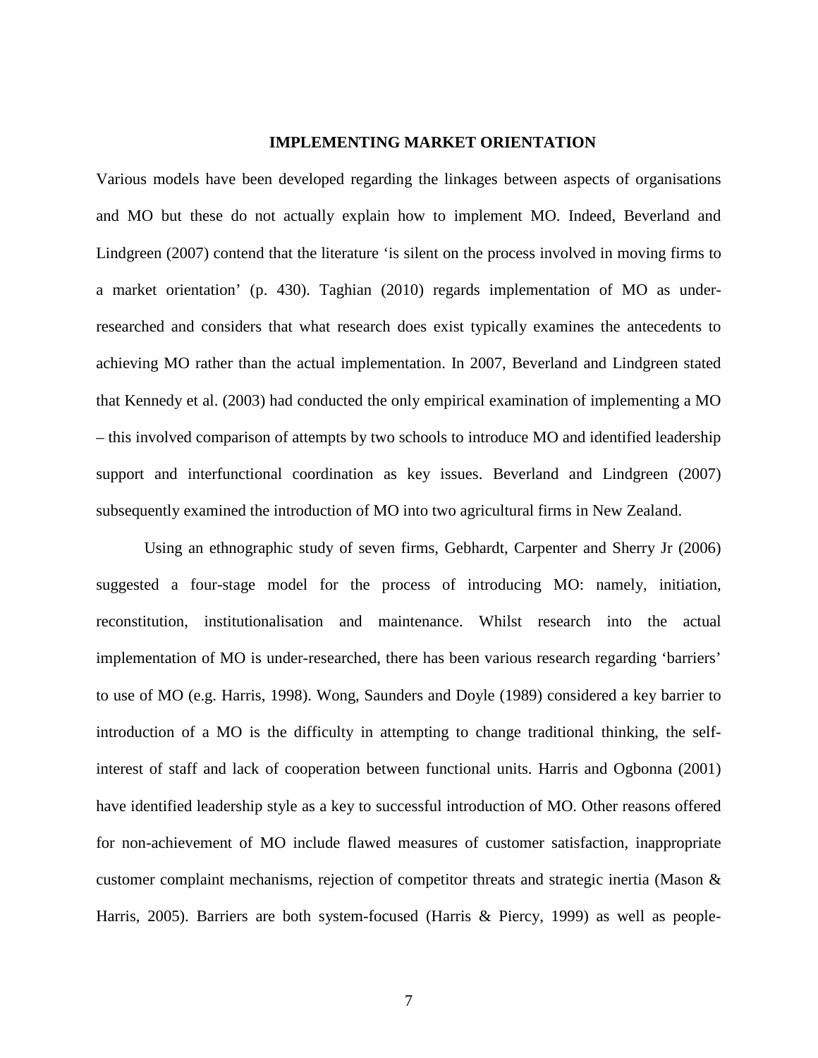## IMPLEMENTING MARKET ORIENTATION

Various models have been developed regarding the linkages between aspects of organisations and MO but these do not actually explain how to implement MO. Indeed, Beverland and Lindgreen (2007) contend that the literature 'is silent on the process involved in moving firms to a market orientation' (p. 430). Taghian (2010) regards implementation of MO as under-researched and considers that what research does exist typically examines the antecedents to achieving MO rather than the actual implementation. In 2007, Beverland and Lindgreen stated that Kennedy et al. (2003) had conducted the only empirical examination of implementing a MO – this involved comparison of attempts by two schools to introduce MO and identified leadership support and interfunctional coordination as key issues. Beverland and Lindgreen (2007) subsequently examined the introduction of MO into two agricultural firms in New Zealand.

Using an ethnographic study of seven firms, Gebhardt, Carpenter and Sherry Jr (2006) suggested a four-stage model for the process of introducing MO: namely, initiation, reconstitution, institutionalisation and maintenance. Whilst research into the actual implementation of MO is under-researched, there has been various research regarding 'barriers' to use of MO (e.g. Harris, 1998). Wong, Saunders and Doyle (1989) considered a key barrier to introduction of a MO is the difficulty in attempting to change traditional thinking, the self-interest of staff and lack of cooperation between functional units. Harris and Ogbonna (2001) have identified leadership style as a key to successful introduction of MO. Other reasons offered for non-achievement of MO include flawed measures of customer satisfaction, inappropriate customer complaint mechanisms, rejection of competitor threats and strategic inertia (Mason & Harris, 2005). Barriers are both system-focused (Harris & Piercy, 1999) as well as people-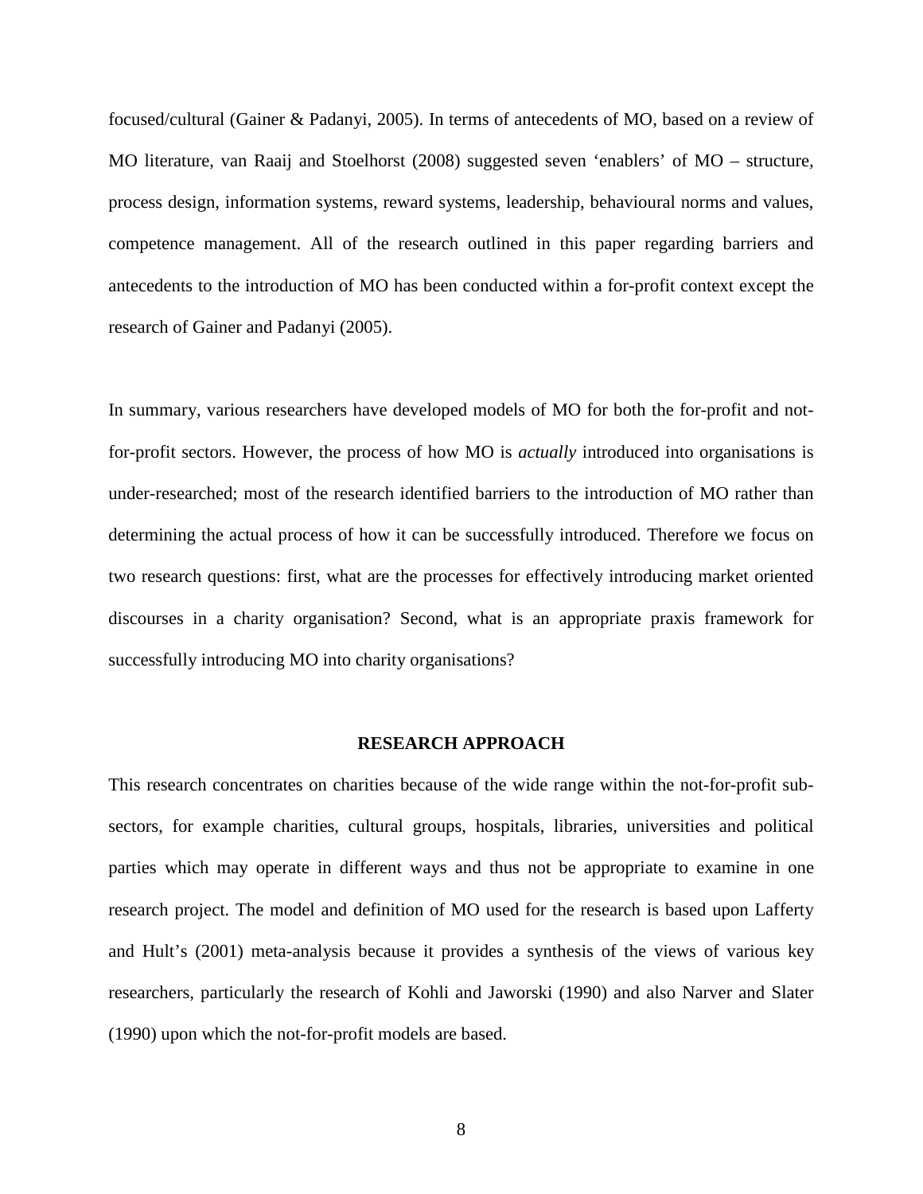focused/cultural (Gainer & Padanyi, 2005). In terms of antecedents of MO, based on a review of MO literature, van Raaij and Stoelhorst (2008) suggested seven 'enablers' of MO – structure, process design, information systems, reward systems, leadership, behavioural norms and values, competence management. All of the research outlined in this paper regarding barriers and antecedents to the introduction of MO has been conducted within a for-profit context except the research of Gainer and Padanyi (2005).

In summary, various researchers have developed models of MO for both the for-profit and not-for-profit sectors. However, the process of how MO is *actually* introduced into organisations is under-researched; most of the research identified barriers to the introduction of MO rather than determining the actual process of how it can be successfully introduced. Therefore we focus on two research questions: first, what are the processes for effectively introducing market oriented discourses in a charity organisation? Second, what is an appropriate praxis framework for successfully introducing MO into charity organisations?

## RESEARCH APPROACH

This research concentrates on charities because of the wide range within the not-for-profit sub-sectors, for example charities, cultural groups, hospitals, libraries, universities and political parties which may operate in different ways and thus not be appropriate to examine in one research project. The model and definition of MO used for the research is based upon Lafferty and Hult's (2001) meta-analysis because it provides a synthesis of the views of various key researchers, particularly the research of Kohli and Jaworski (1990) and also Narver and Slater (1990) upon which the not-for-profit models are based.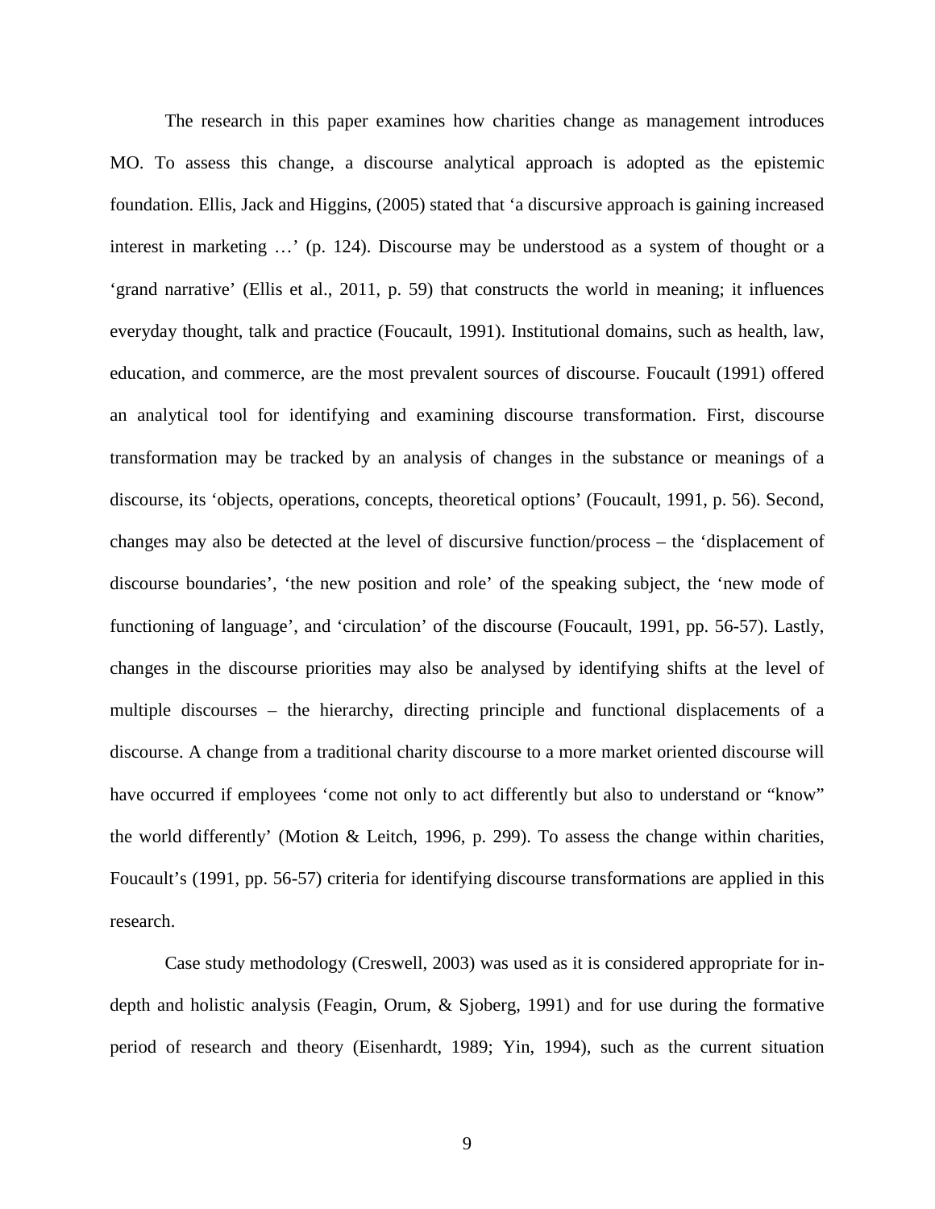The research in this paper examines how charities change as management introduces MO. To assess this change, a discourse analytical approach is adopted as the epistemic foundation. Ellis, Jack and Higgins, (2005) stated that 'a discursive approach is gaining increased interest in marketing …' (p. 124). Discourse may be understood as a system of thought or a 'grand narrative' (Ellis et al., 2011, p. 59) that constructs the world in meaning; it influences everyday thought, talk and practice (Foucault, 1991). Institutional domains, such as health, law, education, and commerce, are the most prevalent sources of discourse. Foucault (1991) offered an analytical tool for identifying and examining discourse transformation. First, discourse transformation may be tracked by an analysis of changes in the substance or meanings of a discourse, its 'objects, operations, concepts, theoretical options' (Foucault, 1991, p. 56). Second, changes may also be detected at the level of discursive function/process – the 'displacement of discourse boundaries', 'the new position and role' of the speaking subject, the 'new mode of functioning of language', and 'circulation' of the discourse (Foucault, 1991, pp. 56-57). Lastly, changes in the discourse priorities may also be analysed by identifying shifts at the level of multiple discourses – the hierarchy, directing principle and functional displacements of a discourse. A change from a traditional charity discourse to a more market oriented discourse will have occurred if employees 'come not only to act differently but also to understand or "know" the world differently' (Motion & Leitch, 1996, p. 299). To assess the change within charities, Foucault's (1991, pp. 56-57) criteria for identifying discourse transformations are applied in this research.

Case study methodology (Creswell, 2003) was used as it is considered appropriate for in-depth and holistic analysis (Feagin, Orum, & Sjoberg, 1991) and for use during the formative period of research and theory (Eisenhardt, 1989; Yin, 1994), such as the current situation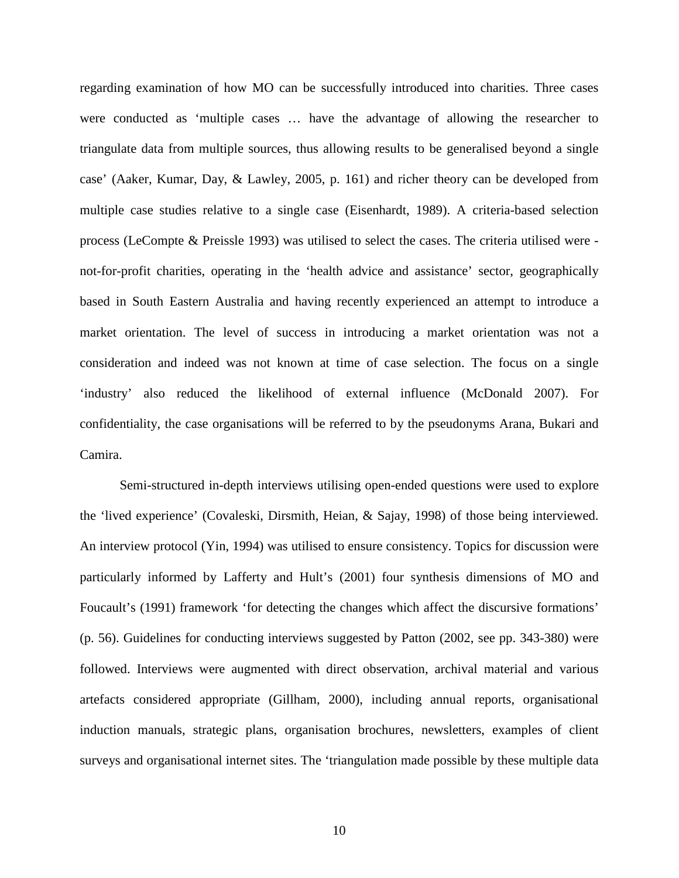regarding examination of how MO can be successfully introduced into charities. Three cases were conducted as 'multiple cases … have the advantage of allowing the researcher to triangulate data from multiple sources, thus allowing results to be generalised beyond a single case' (Aaker, Kumar, Day, & Lawley, 2005, p. 161) and richer theory can be developed from multiple case studies relative to a single case (Eisenhardt, 1989). A criteria-based selection process (LeCompte & Preissle 1993) was utilised to select the cases. The criteria utilised were - not-for-profit charities, operating in the 'health advice and assistance' sector, geographically based in South Eastern Australia and having recently experienced an attempt to introduce a market orientation. The level of success in introducing a market orientation was not a consideration and indeed was not known at time of case selection. The focus on a single 'industry' also reduced the likelihood of external influence (McDonald 2007). For confidentiality, the case organisations will be referred to by the pseudonyms Arana, Bukari and Camira.

Semi-structured in-depth interviews utilising open-ended questions were used to explore the 'lived experience' (Covaleski, Dirsmith, Heian, & Sajay, 1998) of those being interviewed. An interview protocol (Yin, 1994) was utilised to ensure consistency. Topics for discussion were particularly informed by Lafferty and Hult's (2001) four synthesis dimensions of MO and Foucault's (1991) framework 'for detecting the changes which affect the discursive formations' (p. 56). Guidelines for conducting interviews suggested by Patton (2002, see pp. 343-380) were followed. Interviews were augmented with direct observation, archival material and various artefacts considered appropriate (Gillham, 2000), including annual reports, organisational induction manuals, strategic plans, organisation brochures, newsletters, examples of client surveys and organisational internet sites. The 'triangulation made possible by these multiple data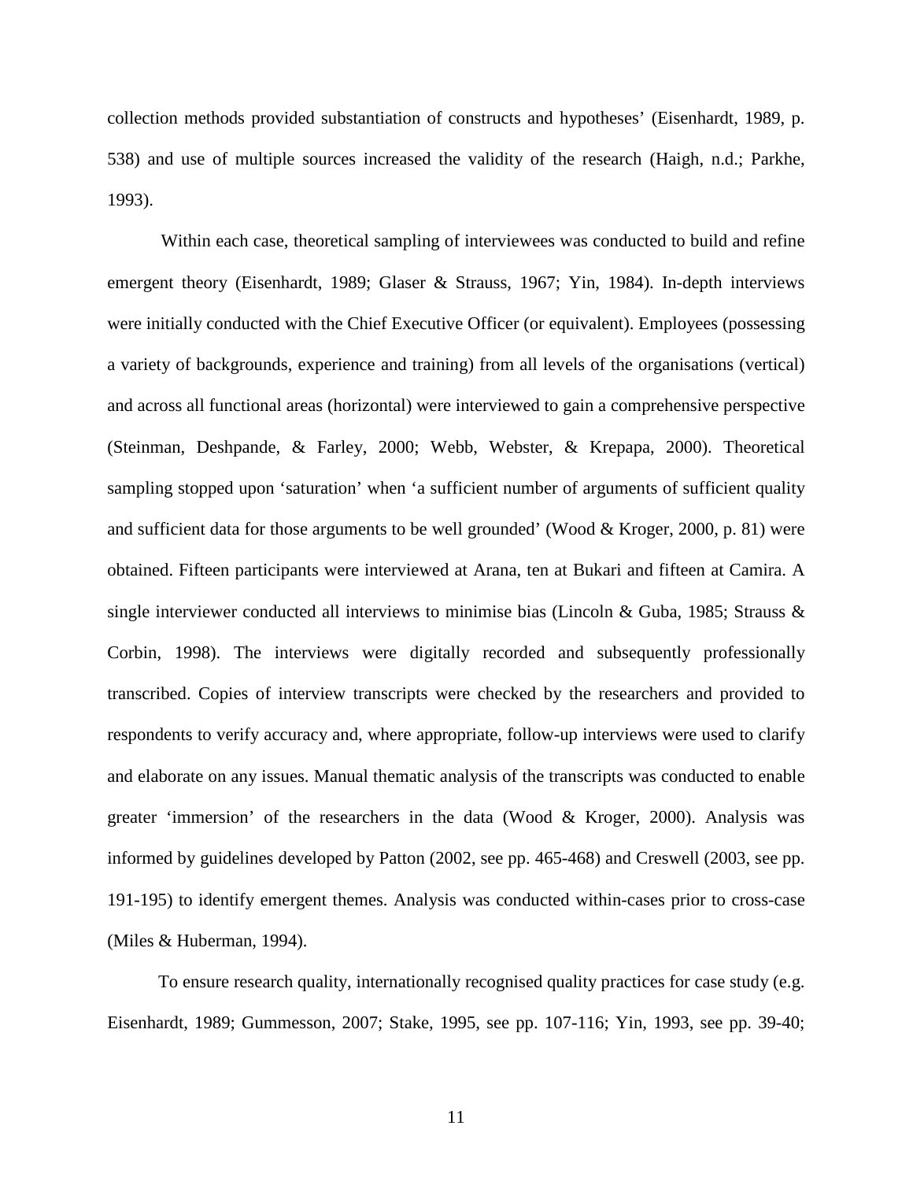collection methods provided substantiation of constructs and hypotheses' (Eisenhardt, 1989, p. 538) and use of multiple sources increased the validity of the research (Haigh, n.d.; Parkhe, 1993).

Within each case, theoretical sampling of interviewees was conducted to build and refine emergent theory (Eisenhardt, 1989; Glaser & Strauss, 1967; Yin, 1984). In-depth interviews were initially conducted with the Chief Executive Officer (or equivalent). Employees (possessing a variety of backgrounds, experience and training) from all levels of the organisations (vertical) and across all functional areas (horizontal) were interviewed to gain a comprehensive perspective (Steinman, Deshpande, & Farley, 2000; Webb, Webster, & Krepapa, 2000). Theoretical sampling stopped upon 'saturation' when 'a sufficient number of arguments of sufficient quality and sufficient data for those arguments to be well grounded' (Wood & Kroger, 2000, p. 81) were obtained. Fifteen participants were interviewed at Arana, ten at Bukari and fifteen at Camira. A single interviewer conducted all interviews to minimise bias (Lincoln & Guba, 1985; Strauss & Corbin, 1998). The interviews were digitally recorded and subsequently professionally transcribed. Copies of interview transcripts were checked by the researchers and provided to respondents to verify accuracy and, where appropriate, follow-up interviews were used to clarify and elaborate on any issues. Manual thematic analysis of the transcripts was conducted to enable greater 'immersion' of the researchers in the data (Wood & Kroger, 2000). Analysis was informed by guidelines developed by Patton (2002, see pp. 465-468) and Creswell (2003, see pp. 191-195) to identify emergent themes. Analysis was conducted within-cases prior to cross-case (Miles & Huberman, 1994).

To ensure research quality, internationally recognised quality practices for case study (e.g. Eisenhardt, 1989; Gummesson, 2007; Stake, 1995, see pp. 107-116; Yin, 1993, see pp. 39-40;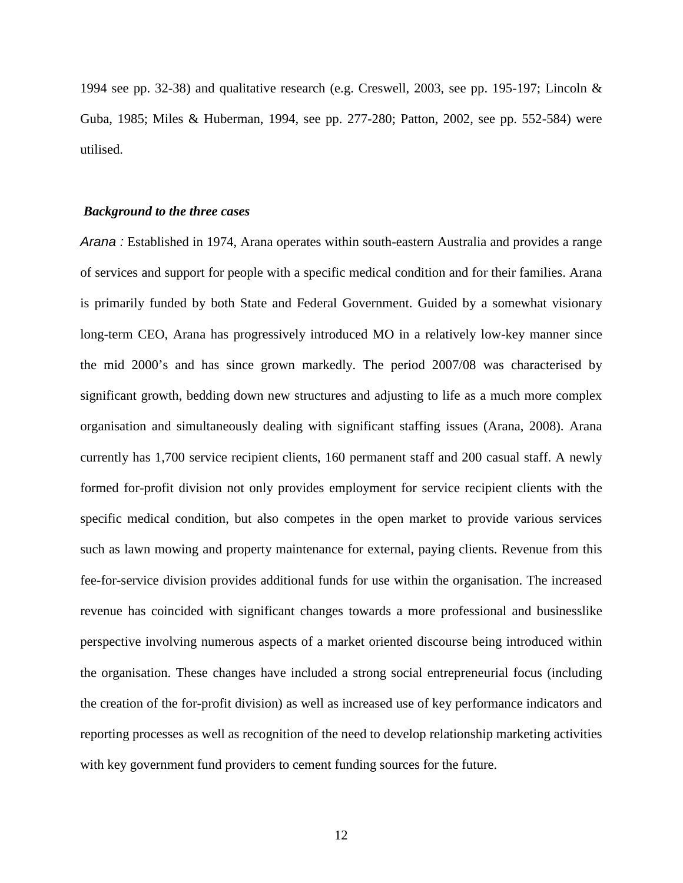1994 see pp. 32-38) and qualitative research (e.g. Creswell, 2003, see pp. 195-197; Lincoln & Guba, 1985; Miles & Huberman, 1994, see pp. 277-280; Patton, 2002, see pp. 552-584) were utilised.

### *Background to the three cases*

*Arana :* Established in 1974, Arana operates within south-eastern Australia and provides a range of services and support for people with a specific medical condition and for their families. Arana is primarily funded by both State and Federal Government. Guided by a somewhat visionary long-term CEO, Arana has progressively introduced MO in a relatively low-key manner since the mid 2000's and has since grown markedly. The period 2007/08 was characterised by significant growth, bedding down new structures and adjusting to life as a much more complex organisation and simultaneously dealing with significant staffing issues (Arana, 2008). Arana currently has 1,700 service recipient clients, 160 permanent staff and 200 casual staff. A newly formed for-profit division not only provides employment for service recipient clients with the specific medical condition, but also competes in the open market to provide various services such as lawn mowing and property maintenance for external, paying clients. Revenue from this fee-for-service division provides additional funds for use within the organisation. The increased revenue has coincided with significant changes towards a more professional and businesslike perspective involving numerous aspects of a market oriented discourse being introduced within the organisation. These changes have included a strong social entrepreneurial focus (including the creation of the for-profit division) as well as increased use of key performance indicators and reporting processes as well as recognition of the need to develop relationship marketing activities with key government fund providers to cement funding sources for the future.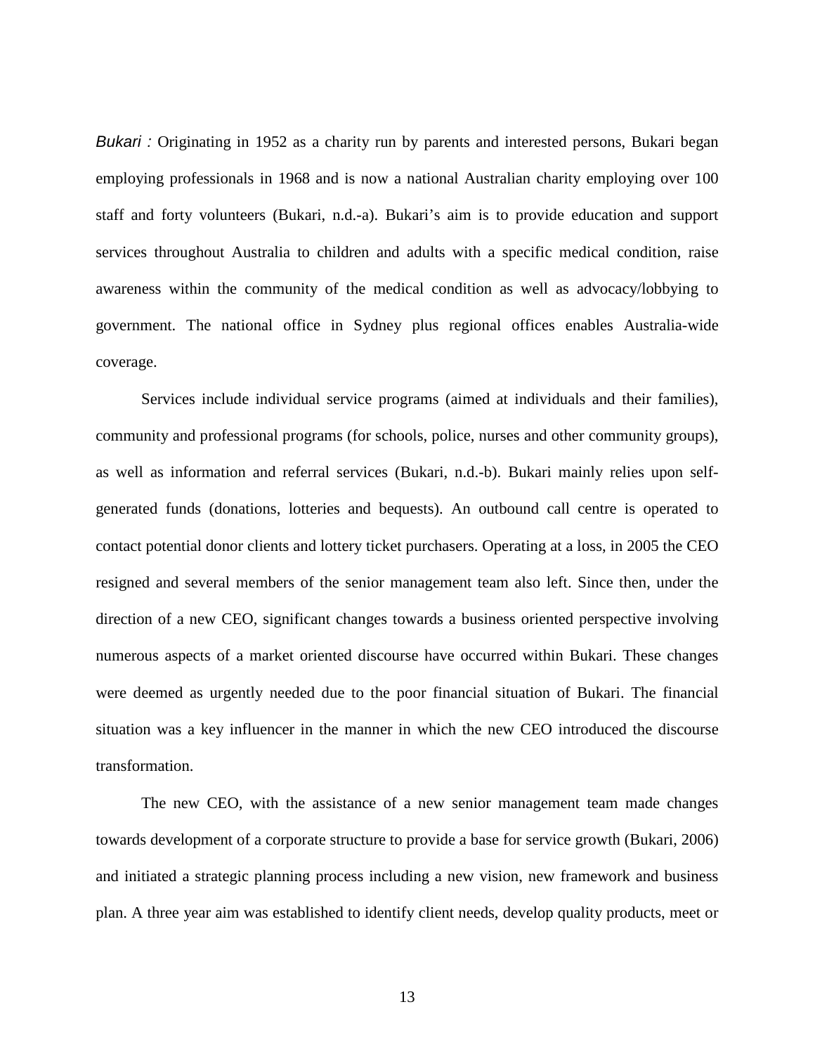*Bukari :* Originating in 1952 as a charity run by parents and interested persons, Bukari began employing professionals in 1968 and is now a national Australian charity employing over 100 staff and forty volunteers (Bukari, n.d.-a). Bukari's aim is to provide education and support services throughout Australia to children and adults with a specific medical condition, raise awareness within the community of the medical condition as well as advocacy/lobbying to government. The national office in Sydney plus regional offices enables Australia-wide coverage.

Services include individual service programs (aimed at individuals and their families), community and professional programs (for schools, police, nurses and other community groups), as well as information and referral services (Bukari, n.d.-b). Bukari mainly relies upon self-generated funds (donations, lotteries and bequests). An outbound call centre is operated to contact potential donor clients and lottery ticket purchasers. Operating at a loss, in 2005 the CEO resigned and several members of the senior management team also left. Since then, under the direction of a new CEO, significant changes towards a business oriented perspective involving numerous aspects of a market oriented discourse have occurred within Bukari. These changes were deemed as urgently needed due to the poor financial situation of Bukari. The financial situation was a key influencer in the manner in which the new CEO introduced the discourse transformation.

The new CEO, with the assistance of a new senior management team made changes towards development of a corporate structure to provide a base for service growth (Bukari, 2006) and initiated a strategic planning process including a new vision, new framework and business plan. A three year aim was established to identify client needs, develop quality products, meet or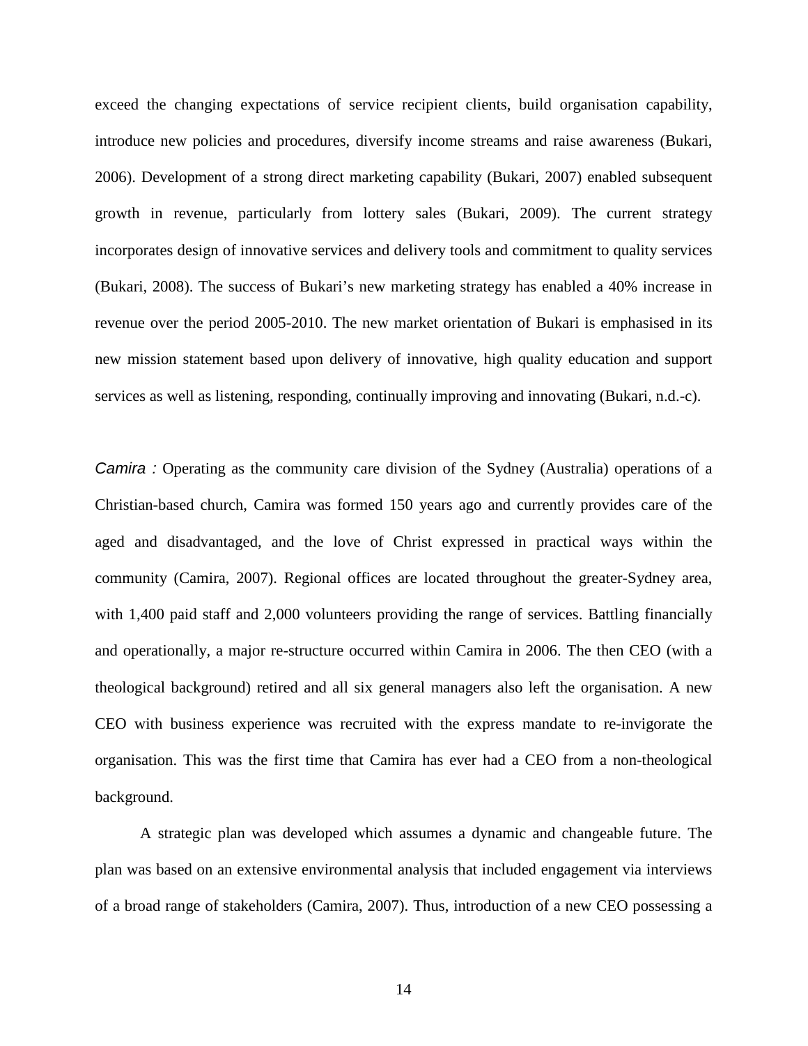exceed the changing expectations of service recipient clients, build organisation capability, introduce new policies and procedures, diversify income streams and raise awareness (Bukari, 2006). Development of a strong direct marketing capability (Bukari, 2007) enabled subsequent growth in revenue, particularly from lottery sales (Bukari, 2009). The current strategy incorporates design of innovative services and delivery tools and commitment to quality services (Bukari, 2008). The success of Bukari's new marketing strategy has enabled a 40% increase in revenue over the period 2005-2010. The new market orientation of Bukari is emphasised in its new mission statement based upon delivery of innovative, high quality education and support services as well as listening, responding, continually improving and innovating (Bukari, n.d.-c).

*Camira :* Operating as the community care division of the Sydney (Australia) operations of a Christian-based church, Camira was formed 150 years ago and currently provides care of the aged and disadvantaged, and the love of Christ expressed in practical ways within the community (Camira, 2007). Regional offices are located throughout the greater-Sydney area, with 1,400 paid staff and 2,000 volunteers providing the range of services. Battling financially and operationally, a major re-structure occurred within Camira in 2006. The then CEO (with a theological background) retired and all six general managers also left the organisation. A new CEO with business experience was recruited with the express mandate to re-invigorate the organisation. This was the first time that Camira has ever had a CEO from a non-theological background.

A strategic plan was developed which assumes a dynamic and changeable future. The plan was based on an extensive environmental analysis that included engagement via interviews of a broad range of stakeholders (Camira, 2007). Thus, introduction of a new CEO possessing a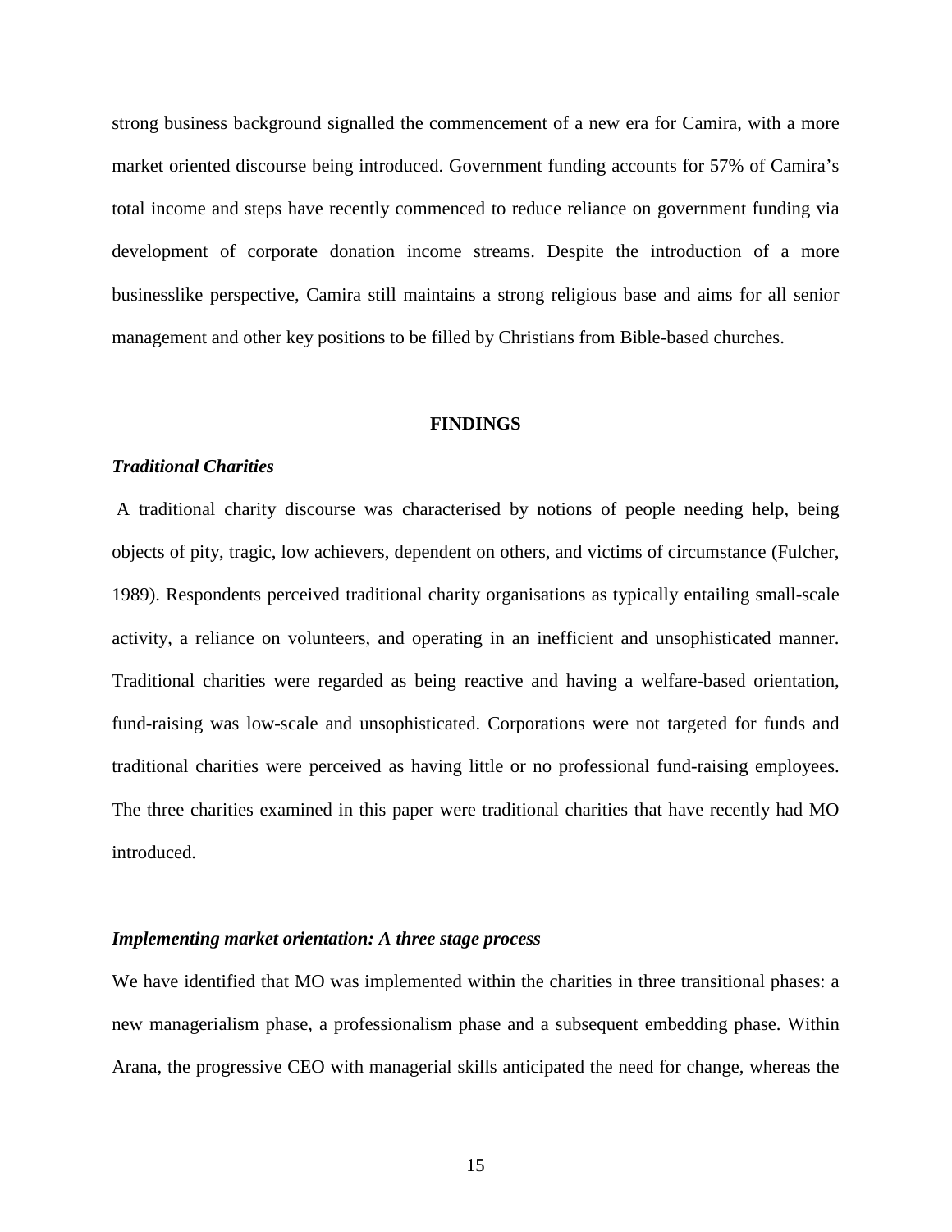strong business background signalled the commencement of a new era for Camira, with a more market oriented discourse being introduced. Government funding accounts for 57% of Camira's total income and steps have recently commenced to reduce reliance on government funding via development of corporate donation income streams. Despite the introduction of a more businesslike perspective, Camira still maintains a strong religious base and aims for all senior management and other key positions to be filled by Christians from Bible-based churches.

## FINDINGS

### *Traditional Charities*

A traditional charity discourse was characterised by notions of people needing help, being objects of pity, tragic, low achievers, dependent on others, and victims of circumstance (Fulcher, 1989). Respondents perceived traditional charity organisations as typically entailing small-scale activity, a reliance on volunteers, and operating in an inefficient and unsophisticated manner. Traditional charities were regarded as being reactive and having a welfare-based orientation, fund-raising was low-scale and unsophisticated. Corporations were not targeted for funds and traditional charities were perceived as having little or no professional fund-raising employees. The three charities examined in this paper were traditional charities that have recently had MO introduced.

### *Implementing market orientation: A three stage process*

We have identified that MO was implemented within the charities in three transitional phases: a new managerialism phase, a professionalism phase and a subsequent embedding phase. Within Arana, the progressive CEO with managerial skills anticipated the need for change, whereas the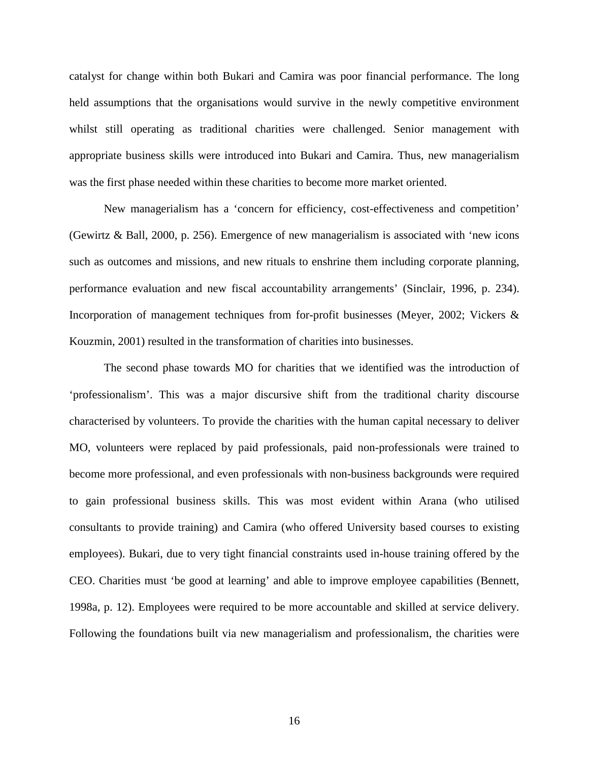catalyst for change within both Bukari and Camira was poor financial performance. The long held assumptions that the organisations would survive in the newly competitive environment whilst still operating as traditional charities were challenged. Senior management with appropriate business skills were introduced into Bukari and Camira. Thus, new managerialism was the first phase needed within these charities to become more market oriented.

New managerialism has a ‘concern for efficiency, cost-effectiveness and competition’ (Gewirtz & Ball, 2000, p. 256). Emergence of new managerialism is associated with ‘new icons such as outcomes and missions, and new rituals to enshrine them including corporate planning, performance evaluation and new fiscal accountability arrangements’ (Sinclair, 1996, p. 234). Incorporation of management techniques from for-profit businesses (Meyer, 2002; Vickers & Kouzmin, 2001) resulted in the transformation of charities into businesses.

The second phase towards MO for charities that we identified was the introduction of ‘professionalism’. This was a major discursive shift from the traditional charity discourse characterised by volunteers. To provide the charities with the human capital necessary to deliver MO, volunteers were replaced by paid professionals, paid non-professionals were trained to become more professional, and even professionals with non-business backgrounds were required to gain professional business skills. This was most evident within Arana (who utilised consultants to provide training) and Camira (who offered University based courses to existing employees). Bukari, due to very tight financial constraints used in-house training offered by the CEO. Charities must ‘be good at learning’ and able to improve employee capabilities (Bennett, 1998a, p. 12). Employees were required to be more accountable and skilled at service delivery. Following the foundations built via new managerialism and professionalism, the charities were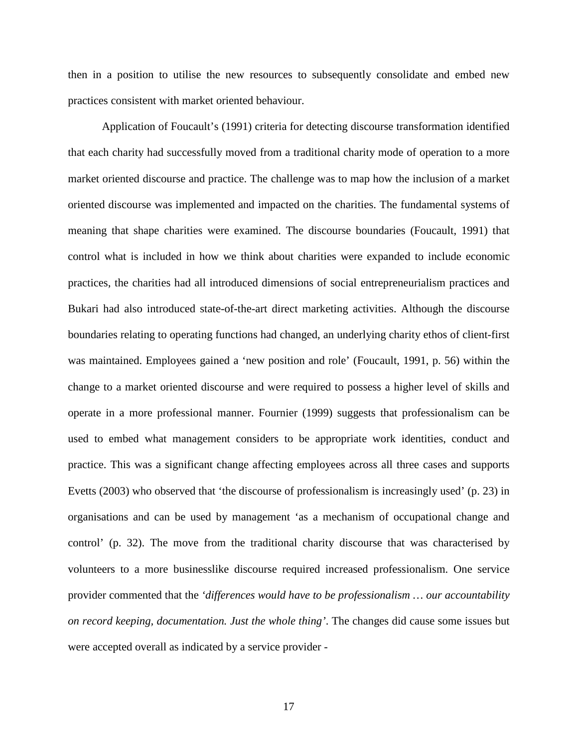then in a position to utilise the new resources to subsequently consolidate and embed new practices consistent with market oriented behaviour.

Application of Foucault's (1991) criteria for detecting discourse transformation identified that each charity had successfully moved from a traditional charity mode of operation to a more market oriented discourse and practice. The challenge was to map how the inclusion of a market oriented discourse was implemented and impacted on the charities. The fundamental systems of meaning that shape charities were examined. The discourse boundaries (Foucault, 1991) that control what is included in how we think about charities were expanded to include economic practices, the charities had all introduced dimensions of social entrepreneurialism practices and Bukari had also introduced state-of-the-art direct marketing activities. Although the discourse boundaries relating to operating functions had changed, an underlying charity ethos of client-first was maintained. Employees gained a 'new position and role' (Foucault, 1991, p. 56) within the change to a market oriented discourse and were required to possess a higher level of skills and operate in a more professional manner. Fournier (1999) suggests that professionalism can be used to embed what management considers to be appropriate work identities, conduct and practice. This was a significant change affecting employees across all three cases and supports Evetts (2003) who observed that 'the discourse of professionalism is increasingly used' (p. 23) in organisations and can be used by management 'as a mechanism of occupational change and control' (p. 32). The move from the traditional charity discourse that was characterised by volunteers to a more businesslike discourse required increased professionalism. One service provider commented that the *'differences would have to be professionalism … our accountability on record keeping, documentation. Just the whole thing'*. The changes did cause some issues but were accepted overall as indicated by a service provider -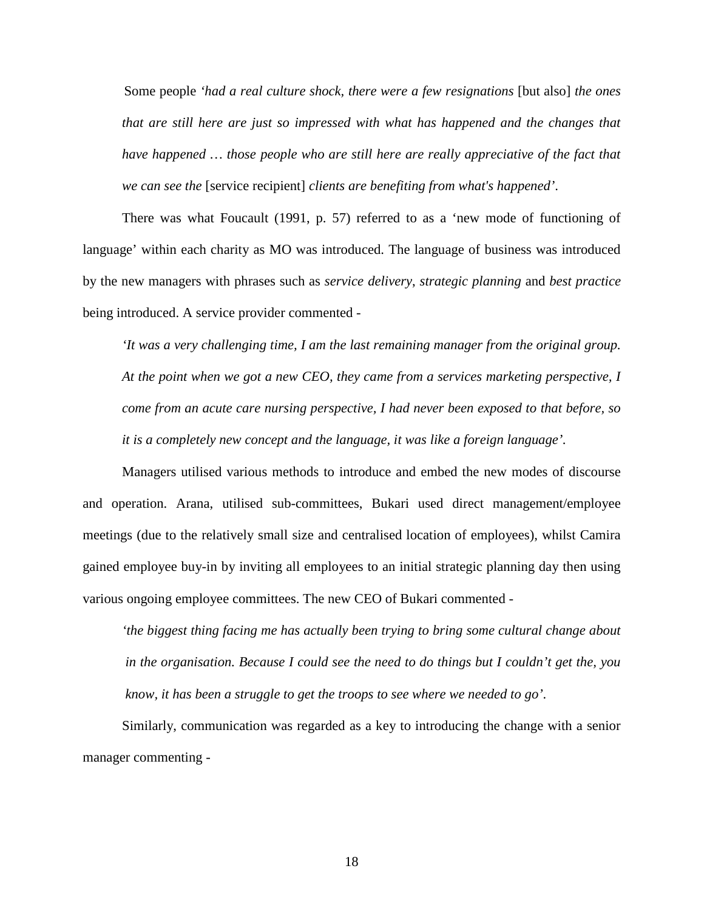Some people *'had a real culture shock, there were a few resignations* [but also] *the ones that are still here are just so impressed with what has happened and the changes that have happened … those people who are still here are really appreciative of the fact that we can see the* [service recipient] *clients are benefiting from what's happened'*.

There was what Foucault (1991, p. 57) referred to as a 'new mode of functioning of language' within each charity as MO was introduced. The language of business was introduced by the new managers with phrases such as *service delivery*, *strategic planning* and *best practice* being introduced. A service provider commented -

> *'It was a very challenging time, I am the last remaining manager from the original group. At the point when we got a new CEO, they came from a services marketing perspective, I come from an acute care nursing perspective, I had never been exposed to that before, so it is a completely new concept and the language, it was like a foreign language'*.

Managers utilised various methods to introduce and embed the new modes of discourse and operation. Arana, utilised sub-committees, Bukari used direct management/employee meetings (due to the relatively small size and centralised location of employees), whilst Camira gained employee buy-in by inviting all employees to an initial strategic planning day then using various ongoing employee committees. The new CEO of Bukari commented -

> *'the biggest thing facing me has actually been trying to bring some cultural change about in the organisation. Because I could see the need to do things but I couldn't get the, you know, it has been a struggle to get the troops to see where we needed to go'*.

Similarly, communication was regarded as a key to introducing the change with a senior manager commenting -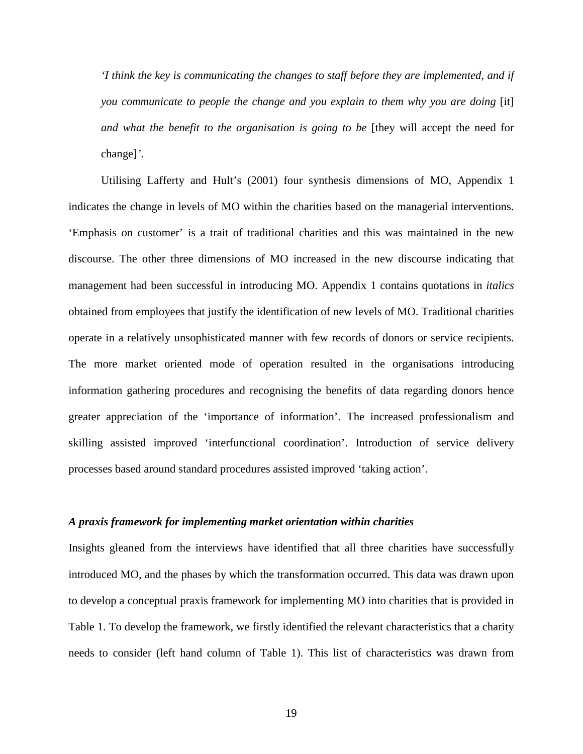> *'I think the key is communicating the changes to staff before they are implemented, and if you communicate to people the change and you explain to them why you are doing* [it] *and what the benefit to the organisation is going to be* [they will accept the need for change]*'.*

Utilising Lafferty and Hult's (2001) four synthesis dimensions of MO, Appendix 1 indicates the change in levels of MO within the charities based on the managerial interventions. 'Emphasis on customer' is a trait of traditional charities and this was maintained in the new discourse. The other three dimensions of MO increased in the new discourse indicating that management had been successful in introducing MO. Appendix 1 contains quotations in *italics* obtained from employees that justify the identification of new levels of MO. Traditional charities operate in a relatively unsophisticated manner with few records of donors or service recipients. The more market oriented mode of operation resulted in the organisations introducing information gathering procedures and recognising the benefits of data regarding donors hence greater appreciation of the 'importance of information'. The increased professionalism and skilling assisted improved 'interfunctional coordination'. Introduction of service delivery processes based around standard procedures assisted improved 'taking action'.

### *A praxis framework for implementing market orientation within charities*

Insights gleaned from the interviews have identified that all three charities have successfully introduced MO, and the phases by which the transformation occurred. This data was drawn upon to develop a conceptual praxis framework for implementing MO into charities that is provided in Table 1. To develop the framework, we firstly identified the relevant characteristics that a charity needs to consider (left hand column of Table 1). This list of characteristics was drawn from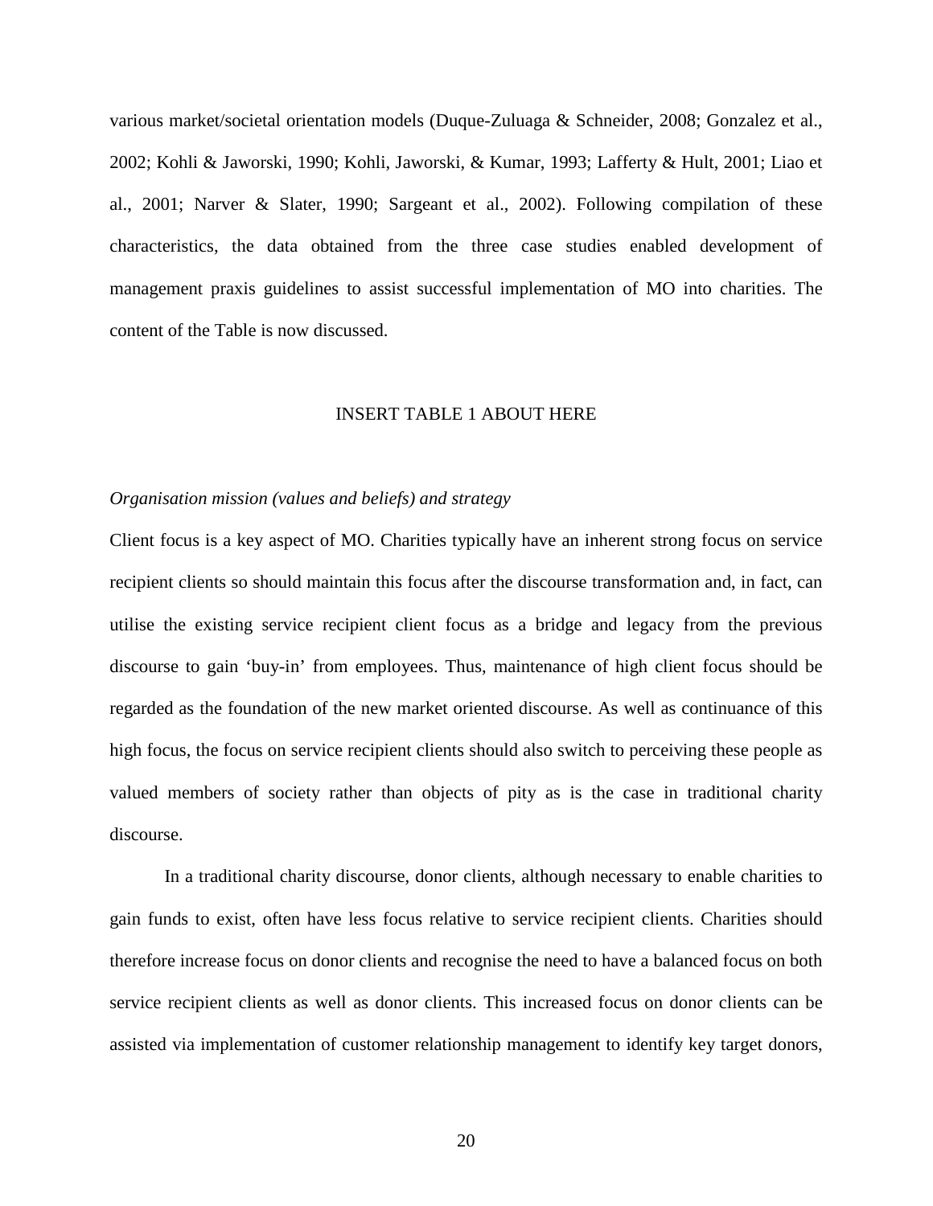various market/societal orientation models (Duque-Zuluaga & Schneider, 2008; Gonzalez et al., 2002; Kohli & Jaworski, 1990; Kohli, Jaworski, & Kumar, 1993; Lafferty & Hult, 2001; Liao et al., 2001; Narver & Slater, 1990; Sargeant et al., 2002). Following compilation of these characteristics, the data obtained from the three case studies enabled development of management praxis guidelines to assist successful implementation of MO into charities. The content of the Table is now discussed.

INSERT TABLE 1 ABOUT HERE

*Organisation mission (values and beliefs) and strategy*

Client focus is a key aspect of MO. Charities typically have an inherent strong focus on service recipient clients so should maintain this focus after the discourse transformation and, in fact, can utilise the existing service recipient client focus as a bridge and legacy from the previous discourse to gain 'buy-in' from employees. Thus, maintenance of high client focus should be regarded as the foundation of the new market oriented discourse. As well as continuance of this high focus, the focus on service recipient clients should also switch to perceiving these people as valued members of society rather than objects of pity as is the case in traditional charity discourse.

In a traditional charity discourse, donor clients, although necessary to enable charities to gain funds to exist, often have less focus relative to service recipient clients. Charities should therefore increase focus on donor clients and recognise the need to have a balanced focus on both service recipient clients as well as donor clients. This increased focus on donor clients can be assisted via implementation of customer relationship management to identify key target donors,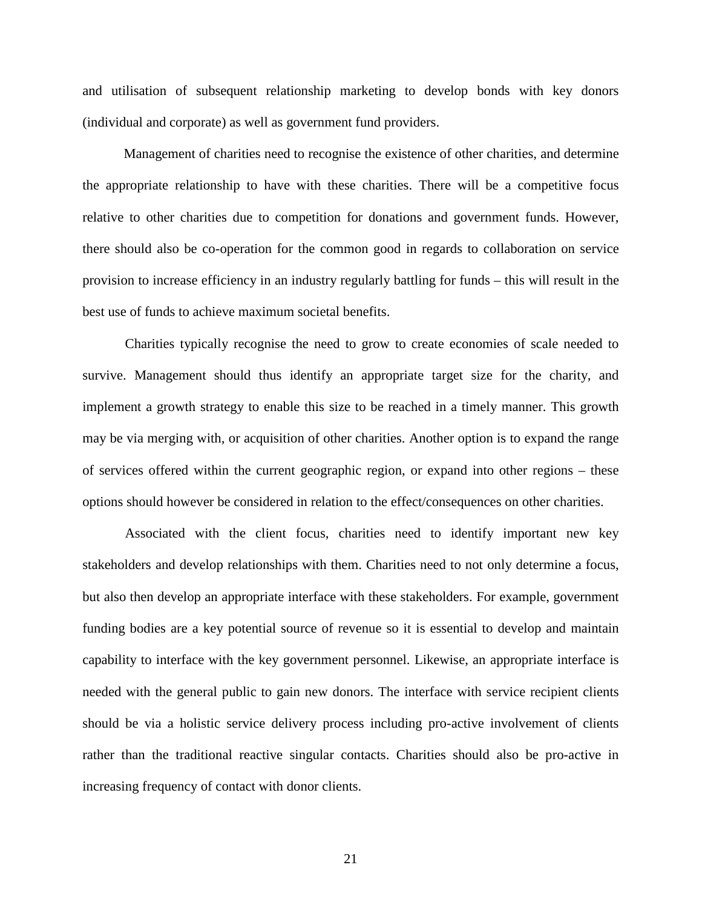and utilisation of subsequent relationship marketing to develop bonds with key donors (individual and corporate) as well as government fund providers.

Management of charities need to recognise the existence of other charities, and determine the appropriate relationship to have with these charities. There will be a competitive focus relative to other charities due to competition for donations and government funds. However, there should also be co-operation for the common good in regards to collaboration on service provision to increase efficiency in an industry regularly battling for funds – this will result in the best use of funds to achieve maximum societal benefits.

Charities typically recognise the need to grow to create economies of scale needed to survive. Management should thus identify an appropriate target size for the charity, and implement a growth strategy to enable this size to be reached in a timely manner. This growth may be via merging with, or acquisition of other charities. Another option is to expand the range of services offered within the current geographic region, or expand into other regions – these options should however be considered in relation to the effect/consequences on other charities.

Associated with the client focus, charities need to identify important new key stakeholders and develop relationships with them. Charities need to not only determine a focus, but also then develop an appropriate interface with these stakeholders. For example, government funding bodies are a key potential source of revenue so it is essential to develop and maintain capability to interface with the key government personnel. Likewise, an appropriate interface is needed with the general public to gain new donors. The interface with service recipient clients should be via a holistic service delivery process including pro-active involvement of clients rather than the traditional reactive singular contacts. Charities should also be pro-active in increasing frequency of contact with donor clients.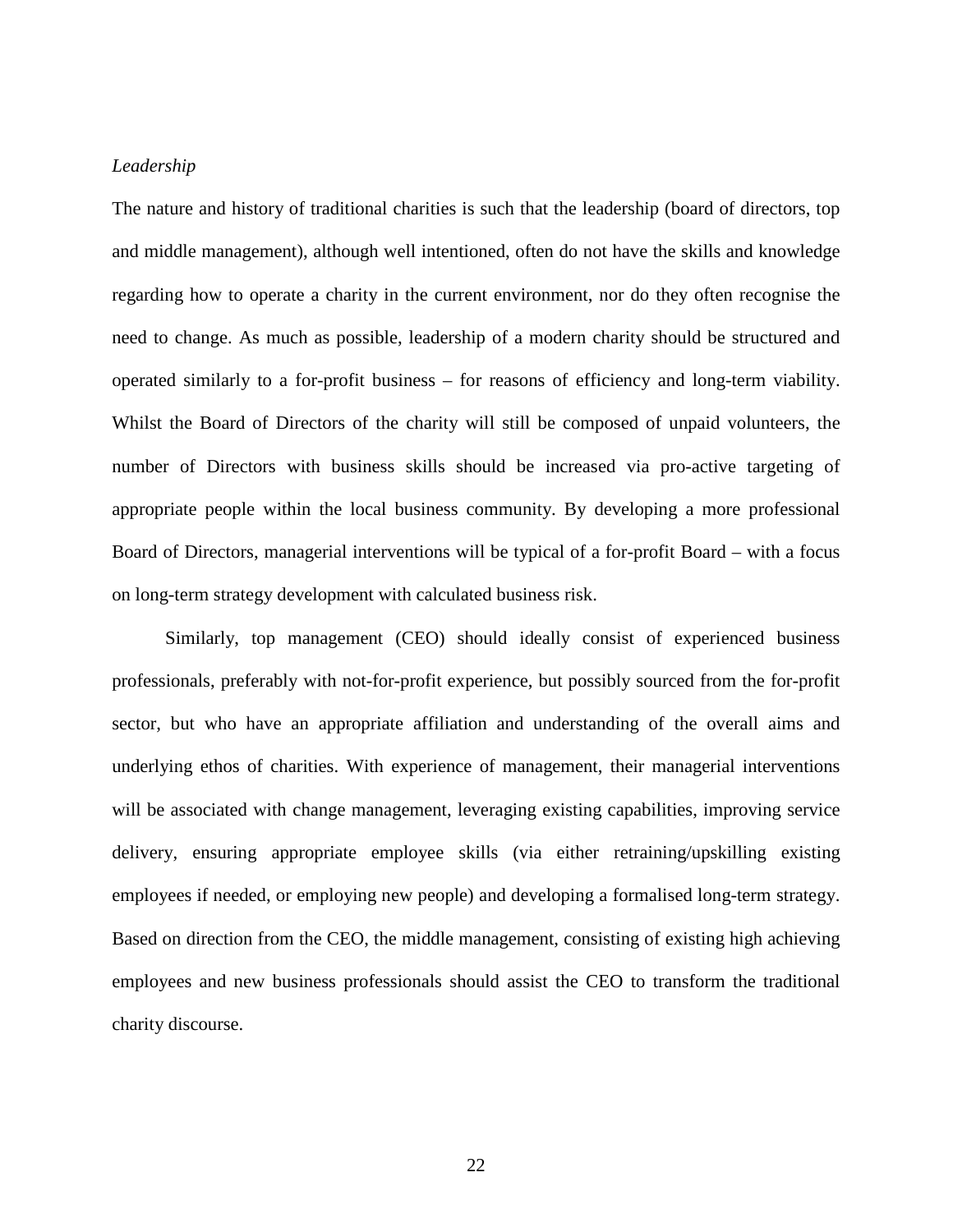*Leadership*

The nature and history of traditional charities is such that the leadership (board of directors, top and middle management), although well intentioned, often do not have the skills and knowledge regarding how to operate a charity in the current environment, nor do they often recognise the need to change. As much as possible, leadership of a modern charity should be structured and operated similarly to a for-profit business – for reasons of efficiency and long-term viability. Whilst the Board of Directors of the charity will still be composed of unpaid volunteers, the number of Directors with business skills should be increased via pro-active targeting of appropriate people within the local business community. By developing a more professional Board of Directors, managerial interventions will be typical of a for-profit Board – with a focus on long-term strategy development with calculated business risk.

Similarly, top management (CEO) should ideally consist of experienced business professionals, preferably with not-for-profit experience, but possibly sourced from the for-profit sector, but who have an appropriate affiliation and understanding of the overall aims and underlying ethos of charities. With experience of management, their managerial interventions will be associated with change management, leveraging existing capabilities, improving service delivery, ensuring appropriate employee skills (via either retraining/upskilling existing employees if needed, or employing new people) and developing a formalised long-term strategy. Based on direction from the CEO, the middle management, consisting of existing high achieving employees and new business professionals should assist the CEO to transform the traditional charity discourse.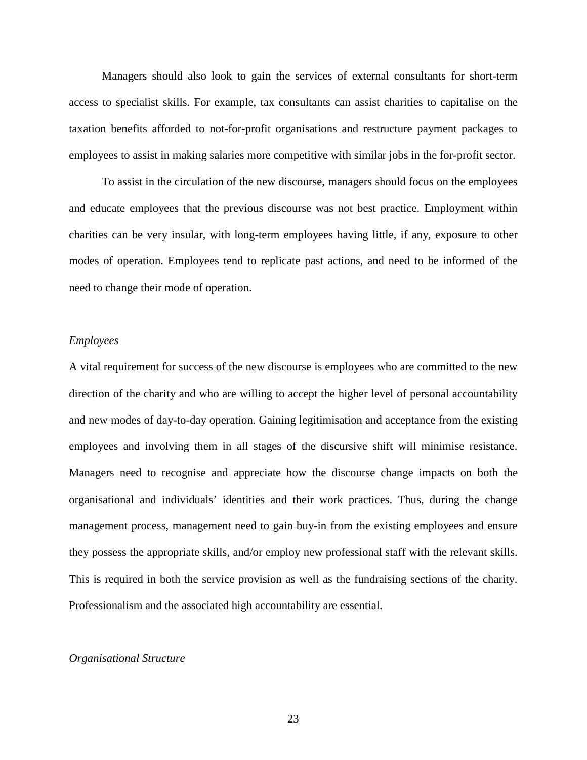Managers should also look to gain the services of external consultants for short-term access to specialist skills. For example, tax consultants can assist charities to capitalise on the taxation benefits afforded to not-for-profit organisations and restructure payment packages to employees to assist in making salaries more competitive with similar jobs in the for-profit sector.

To assist in the circulation of the new discourse, managers should focus on the employees and educate employees that the previous discourse was not best practice. Employment within charities can be very insular, with long-term employees having little, if any, exposure to other modes of operation. Employees tend to replicate past actions, and need to be informed of the need to change their mode of operation.

*Employees*

A vital requirement for success of the new discourse is employees who are committed to the new direction of the charity and who are willing to accept the higher level of personal accountability and new modes of day-to-day operation. Gaining legitimisation and acceptance from the existing employees and involving them in all stages of the discursive shift will minimise resistance. Managers need to recognise and appreciate how the discourse change impacts on both the organisational and individuals' identities and their work practices. Thus, during the change management process, management need to gain buy-in from the existing employees and ensure they possess the appropriate skills, and/or employ new professional staff with the relevant skills. This is required in both the service provision as well as the fundraising sections of the charity. Professionalism and the associated high accountability are essential.

*Organisational Structure*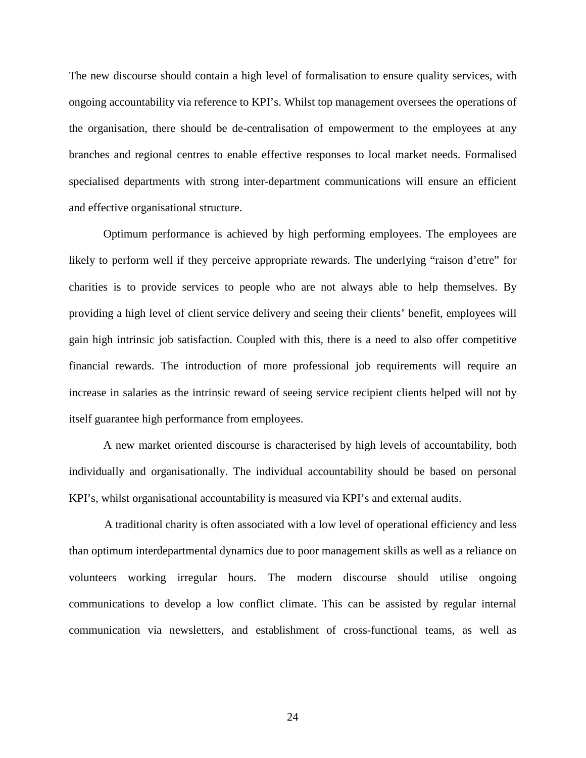The new discourse should contain a high level of formalisation to ensure quality services, with ongoing accountability via reference to KPI's. Whilst top management oversees the operations of the organisation, there should be de-centralisation of empowerment to the employees at any branches and regional centres to enable effective responses to local market needs. Formalised specialised departments with strong inter-department communications will ensure an efficient and effective organisational structure.

Optimum performance is achieved by high performing employees. The employees are likely to perform well if they perceive appropriate rewards. The underlying "raison d'etre" for charities is to provide services to people who are not always able to help themselves. By providing a high level of client service delivery and seeing their clients' benefit, employees will gain high intrinsic job satisfaction. Coupled with this, there is a need to also offer competitive financial rewards. The introduction of more professional job requirements will require an increase in salaries as the intrinsic reward of seeing service recipient clients helped will not by itself guarantee high performance from employees.

A new market oriented discourse is characterised by high levels of accountability, both individually and organisationally. The individual accountability should be based on personal KPI's, whilst organisational accountability is measured via KPI's and external audits.

A traditional charity is often associated with a low level of operational efficiency and less than optimum interdepartmental dynamics due to poor management skills as well as a reliance on volunteers working irregular hours. The modern discourse should utilise ongoing communications to develop a low conflict climate. This can be assisted by regular internal communication via newsletters, and establishment of cross-functional teams, as well as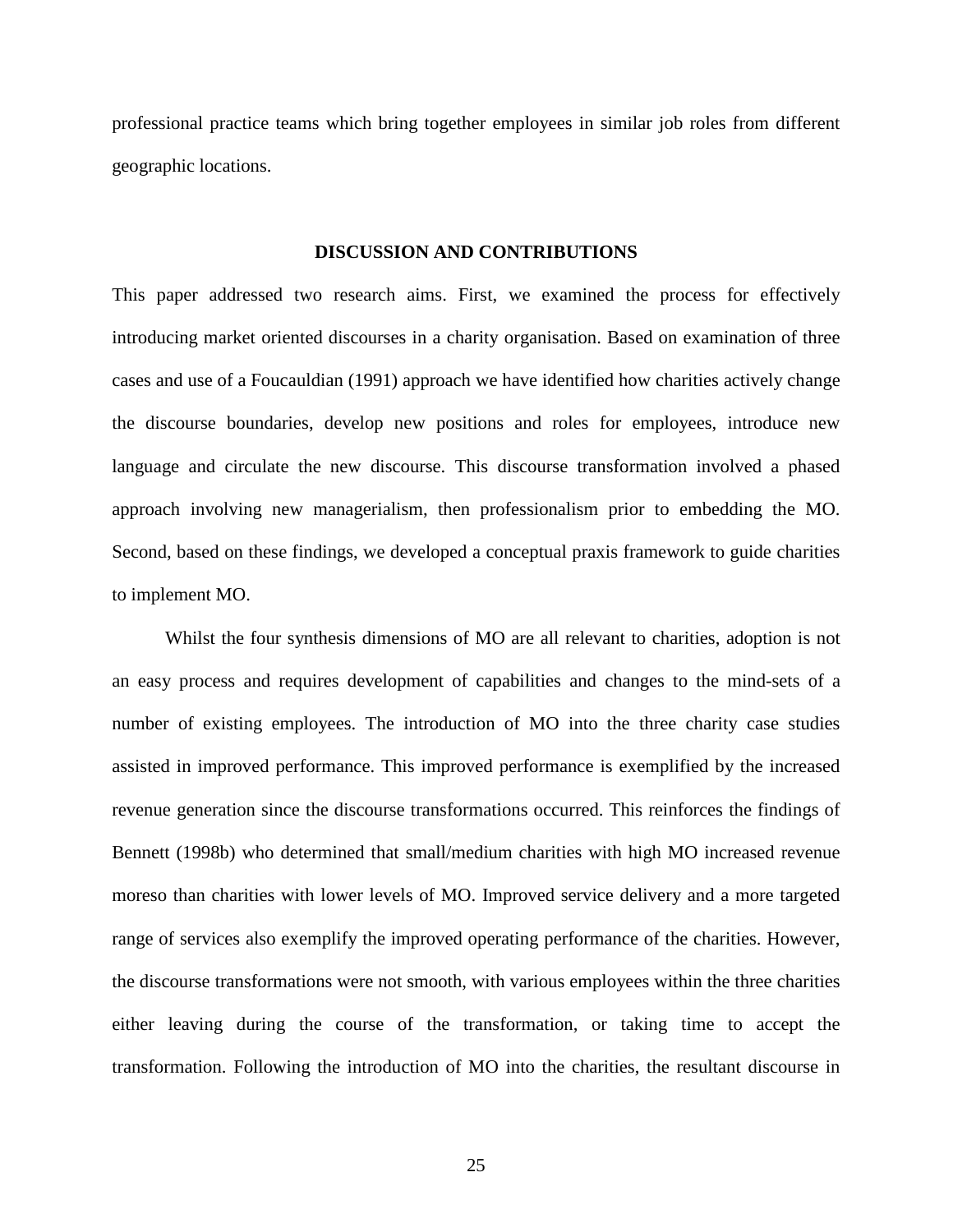professional practice teams which bring together employees in similar job roles from different geographic locations.

## DISCUSSION AND CONTRIBUTIONS

This paper addressed two research aims. First, we examined the process for effectively introducing market oriented discourses in a charity organisation. Based on examination of three cases and use of a Foucauldian (1991) approach we have identified how charities actively change the discourse boundaries, develop new positions and roles for employees, introduce new language and circulate the new discourse. This discourse transformation involved a phased approach involving new managerialism, then professionalism prior to embedding the MO. Second, based on these findings, we developed a conceptual praxis framework to guide charities to implement MO.

Whilst the four synthesis dimensions of MO are all relevant to charities, adoption is not an easy process and requires development of capabilities and changes to the mind-sets of a number of existing employees. The introduction of MO into the three charity case studies assisted in improved performance. This improved performance is exemplified by the increased revenue generation since the discourse transformations occurred. This reinforces the findings of Bennett (1998b) who determined that small/medium charities with high MO increased revenue moreso than charities with lower levels of MO. Improved service delivery and a more targeted range of services also exemplify the improved operating performance of the charities. However, the discourse transformations were not smooth, with various employees within the three charities either leaving during the course of the transformation, or taking time to accept the transformation. Following the introduction of MO into the charities, the resultant discourse in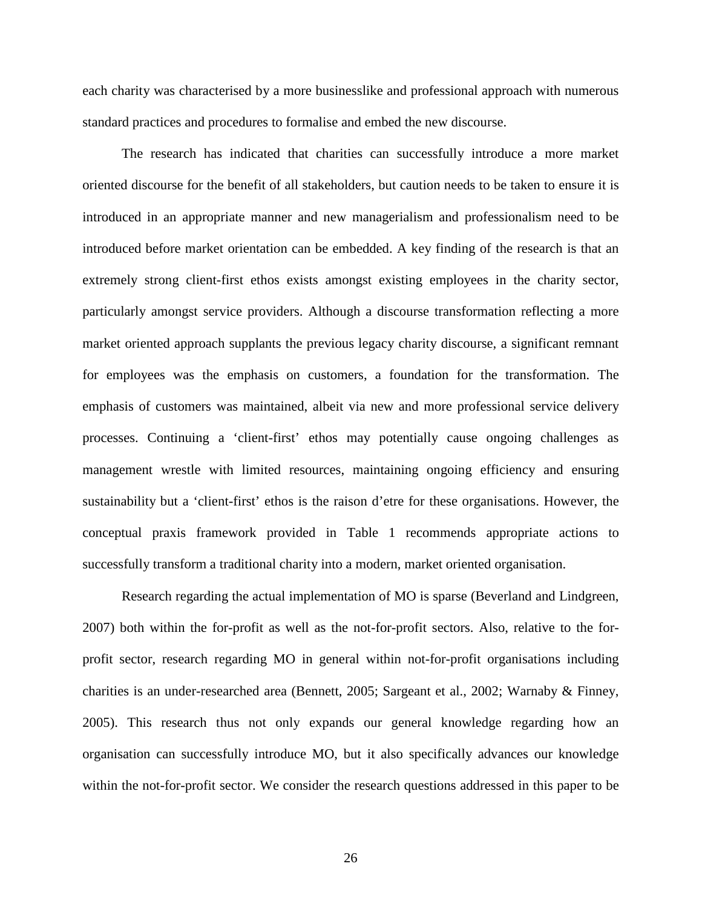each charity was characterised by a more businesslike and professional approach with numerous standard practices and procedures to formalise and embed the new discourse.

The research has indicated that charities can successfully introduce a more market oriented discourse for the benefit of all stakeholders, but caution needs to be taken to ensure it is introduced in an appropriate manner and new managerialism and professionalism need to be introduced before market orientation can be embedded. A key finding of the research is that an extremely strong client-first ethos exists amongst existing employees in the charity sector, particularly amongst service providers. Although a discourse transformation reflecting a more market oriented approach supplants the previous legacy charity discourse, a significant remnant for employees was the emphasis on customers, a foundation for the transformation. The emphasis of customers was maintained, albeit via new and more professional service delivery processes. Continuing a 'client-first' ethos may potentially cause ongoing challenges as management wrestle with limited resources, maintaining ongoing efficiency and ensuring sustainability but a 'client-first' ethos is the raison d'etre for these organisations. However, the conceptual praxis framework provided in Table 1 recommends appropriate actions to successfully transform a traditional charity into a modern, market oriented organisation.

Research regarding the actual implementation of MO is sparse (Beverland and Lindgreen, 2007) both within the for-profit as well as the not-for-profit sectors. Also, relative to the for-profit sector, research regarding MO in general within not-for-profit organisations including charities is an under-researched area (Bennett, 2005; Sargeant et al., 2002; Warnaby & Finney, 2005). This research thus not only expands our general knowledge regarding how an organisation can successfully introduce MO, but it also specifically advances our knowledge within the not-for-profit sector. We consider the research questions addressed in this paper to be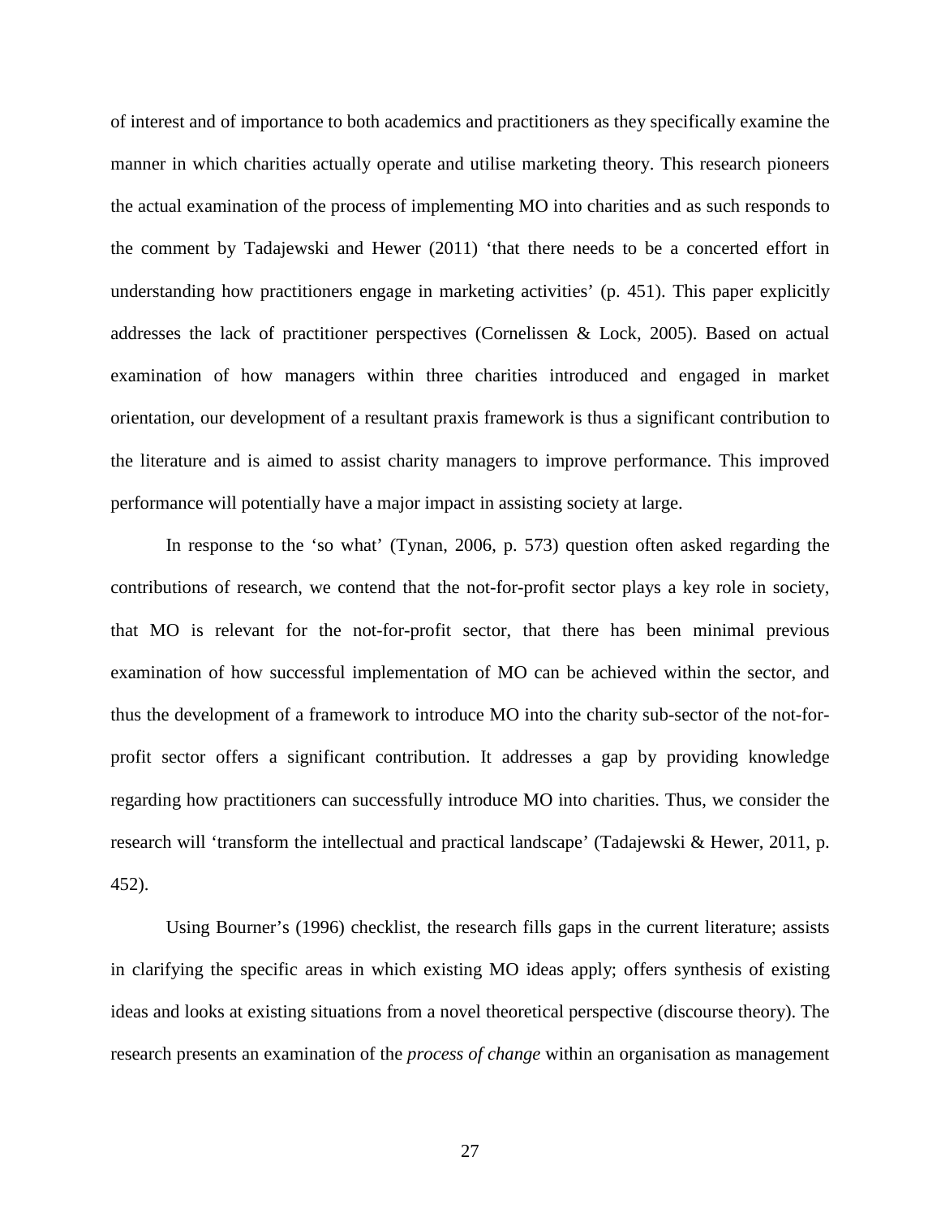of interest and of importance to both academics and practitioners as they specifically examine the manner in which charities actually operate and utilise marketing theory. This research pioneers the actual examination of the process of implementing MO into charities and as such responds to the comment by Tadajewski and Hewer (2011) 'that there needs to be a concerted effort in understanding how practitioners engage in marketing activities' (p. 451). This paper explicitly addresses the lack of practitioner perspectives (Cornelissen & Lock, 2005). Based on actual examination of how managers within three charities introduced and engaged in market orientation, our development of a resultant praxis framework is thus a significant contribution to the literature and is aimed to assist charity managers to improve performance. This improved performance will potentially have a major impact in assisting society at large.

In response to the 'so what' (Tynan, 2006, p. 573) question often asked regarding the contributions of research, we contend that the not-for-profit sector plays a key role in society, that MO is relevant for the not-for-profit sector, that there has been minimal previous examination of how successful implementation of MO can be achieved within the sector, and thus the development of a framework to introduce MO into the charity sub-sector of the not-for-profit sector offers a significant contribution. It addresses a gap by providing knowledge regarding how practitioners can successfully introduce MO into charities. Thus, we consider the research will 'transform the intellectual and practical landscape' (Tadajewski & Hewer, 2011, p. 452).

Using Bourner's (1996) checklist, the research fills gaps in the current literature; assists in clarifying the specific areas in which existing MO ideas apply; offers synthesis of existing ideas and looks at existing situations from a novel theoretical perspective (discourse theory). The research presents an examination of the *process of change* within an organisation as management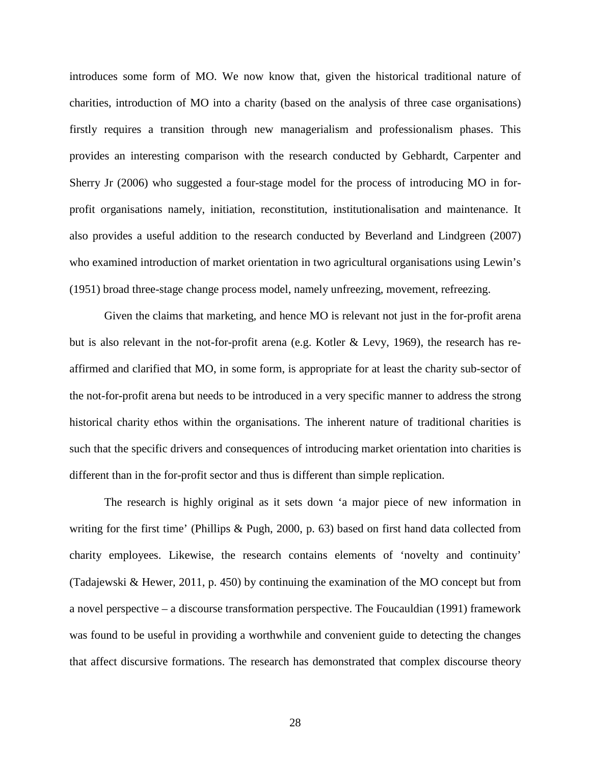introduces some form of MO. We now know that, given the historical traditional nature of charities, introduction of MO into a charity (based on the analysis of three case organisations) firstly requires a transition through new managerialism and professionalism phases. This provides an interesting comparison with the research conducted by Gebhardt, Carpenter and Sherry Jr (2006) who suggested a four-stage model for the process of introducing MO in for-profit organisations namely, initiation, reconstitution, institutionalisation and maintenance. It also provides a useful addition to the research conducted by Beverland and Lindgreen (2007) who examined introduction of market orientation in two agricultural organisations using Lewin's (1951) broad three-stage change process model, namely unfreezing, movement, refreezing.

Given the claims that marketing, and hence MO is relevant not just in the for-profit arena but is also relevant in the not-for-profit arena (e.g. Kotler & Levy, 1969), the research has re-affirmed and clarified that MO, in some form, is appropriate for at least the charity sub-sector of the not-for-profit arena but needs to be introduced in a very specific manner to address the strong historical charity ethos within the organisations. The inherent nature of traditional charities is such that the specific drivers and consequences of introducing market orientation into charities is different than in the for-profit sector and thus is different than simple replication.

The research is highly original as it sets down 'a major piece of new information in writing for the first time' (Phillips & Pugh, 2000, p. 63) based on first hand data collected from charity employees. Likewise, the research contains elements of 'novelty and continuity' (Tadajewski & Hewer, 2011, p. 450) by continuing the examination of the MO concept but from a novel perspective – a discourse transformation perspective. The Foucauldian (1991) framework was found to be useful in providing a worthwhile and convenient guide to detecting the changes that affect discursive formations. The research has demonstrated that complex discourse theory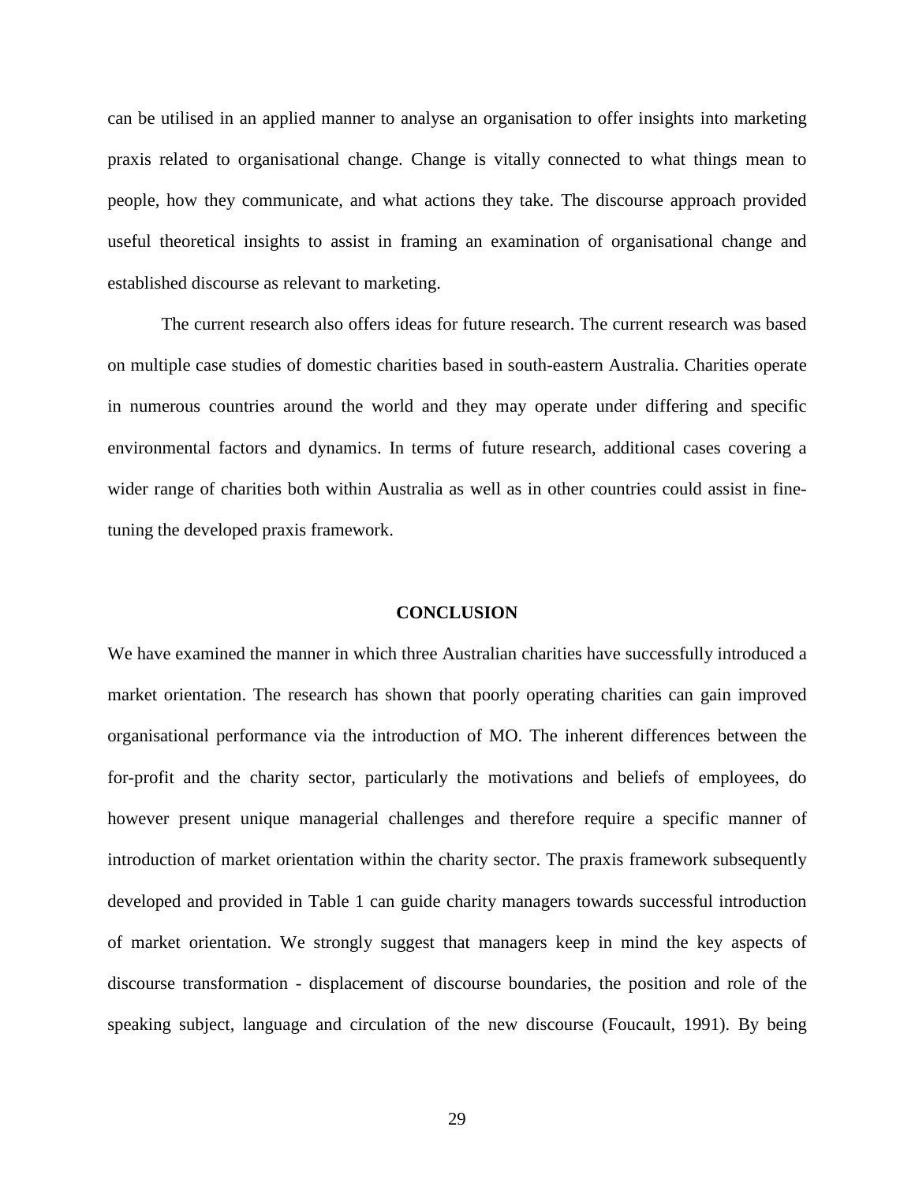can be utilised in an applied manner to analyse an organisation to offer insights into marketing praxis related to organisational change. Change is vitally connected to what things mean to people, how they communicate, and what actions they take. The discourse approach provided useful theoretical insights to assist in framing an examination of organisational change and established discourse as relevant to marketing.

The current research also offers ideas for future research. The current research was based on multiple case studies of domestic charities based in south-eastern Australia. Charities operate in numerous countries around the world and they may operate under differing and specific environmental factors and dynamics. In terms of future research, additional cases covering a wider range of charities both within Australia as well as in other countries could assist in fine-tuning the developed praxis framework.

## CONCLUSION

We have examined the manner in which three Australian charities have successfully introduced a market orientation. The research has shown that poorly operating charities can gain improved organisational performance via the introduction of MO. The inherent differences between the for-profit and the charity sector, particularly the motivations and beliefs of employees, do however present unique managerial challenges and therefore require a specific manner of introduction of market orientation within the charity sector. The praxis framework subsequently developed and provided in Table 1 can guide charity managers towards successful introduction of market orientation. We strongly suggest that managers keep in mind the key aspects of discourse transformation - displacement of discourse boundaries, the position and role of the speaking subject, language and circulation of the new discourse (Foucault, 1991). By being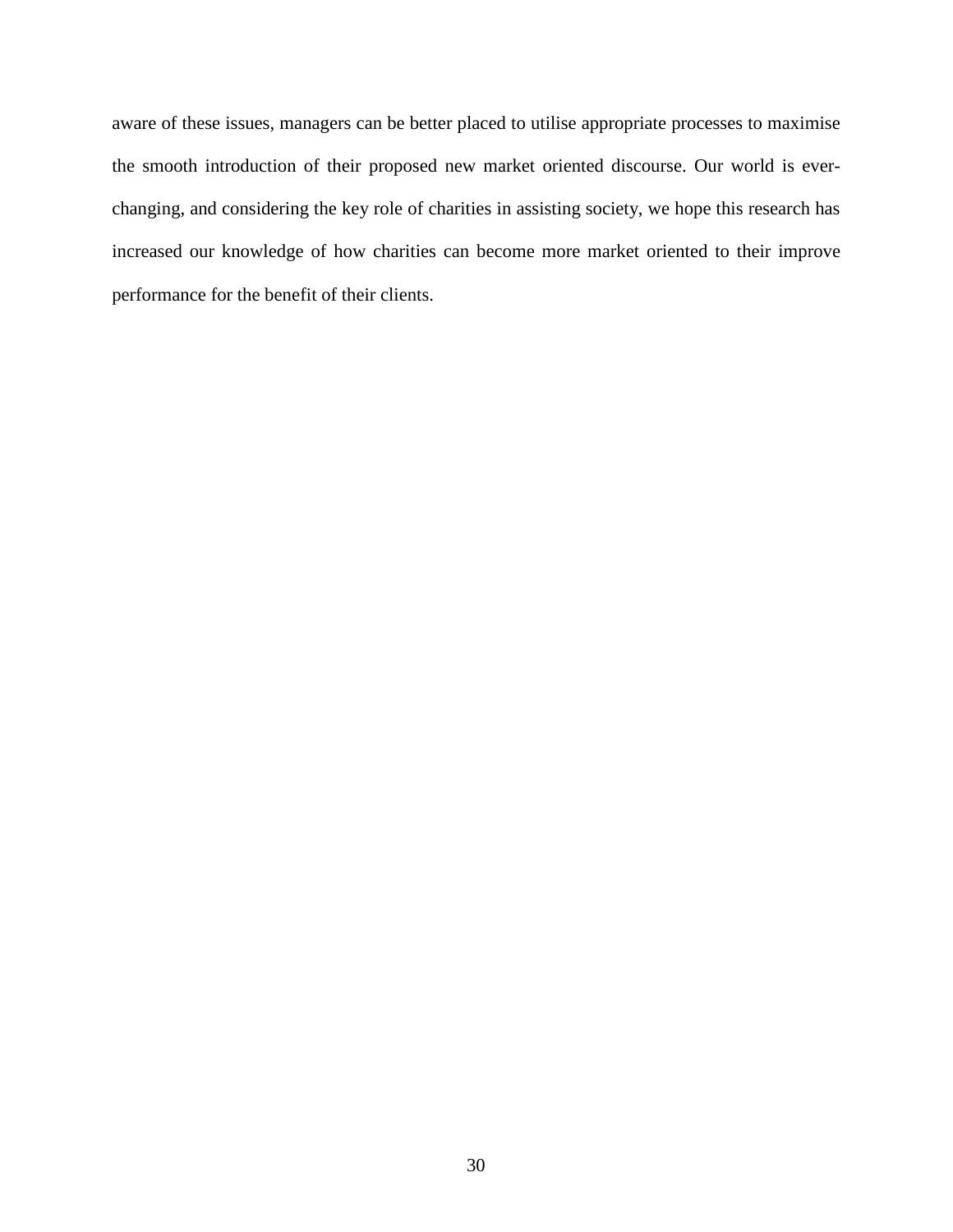aware of these issues, managers can be better placed to utilise appropriate processes to maximise the smooth introduction of their proposed new market oriented discourse. Our world is ever-changing, and considering the key role of charities in assisting society, we hope this research has increased our knowledge of how charities can become more market oriented to their improve performance for the benefit of their clients.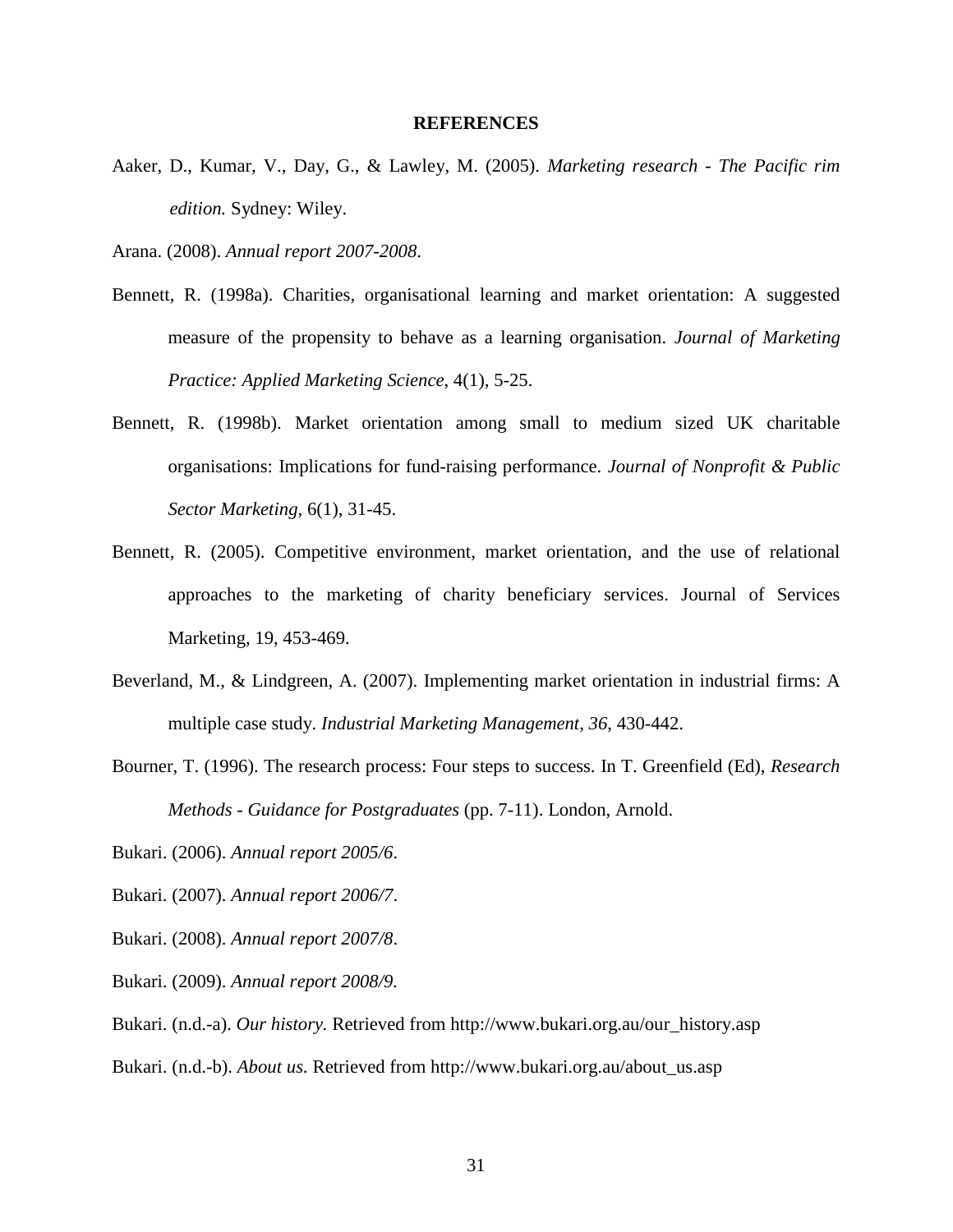# REFERENCES

Aaker, D., Kumar, V., Day, G., & Lawley, M. (2005). *Marketing research - The Pacific rim edition.* Sydney: Wiley.

Arana. (2008). *Annual report 2007-2008*.

Bennett, R. (1998a). Charities, organisational learning and market orientation: A suggested measure of the propensity to behave as a learning organisation. *Journal of Marketing Practice: Applied Marketing Science*, 4(1), 5-25.

Bennett, R. (1998b). Market orientation among small to medium sized UK charitable organisations: Implications for fund-raising performance. *Journal of Nonprofit & Public Sector Marketing*, 6(1), 31-45.

Bennett, R. (2005). Competitive environment, market orientation, and the use of relational approaches to the marketing of charity beneficiary services. Journal of Services Marketing, 19, 453-469.

Beverland, M., & Lindgreen, A. (2007). Implementing market orientation in industrial firms: A multiple case study. *Industrial Marketing Management*, *36*, 430-442.

Bourner, T. (1996). The research process: Four steps to success. In T. Greenfield (Ed), *Research Methods - Guidance for Postgraduates* (pp. 7-11). London, Arnold.

Bukari. (2006). *Annual report 2005/6*.

Bukari. (2007). *Annual report 2006/7*.

Bukari. (2008). *Annual report 2007/8*.

Bukari. (2009). *Annual report 2008/9.*

Bukari. (n.d.-a). *Our history.* Retrieved from http://www.bukari.org.au/our_history.asp

Bukari. (n.d.-b). *About us.* Retrieved from http://www.bukari.org.au/about_us.asp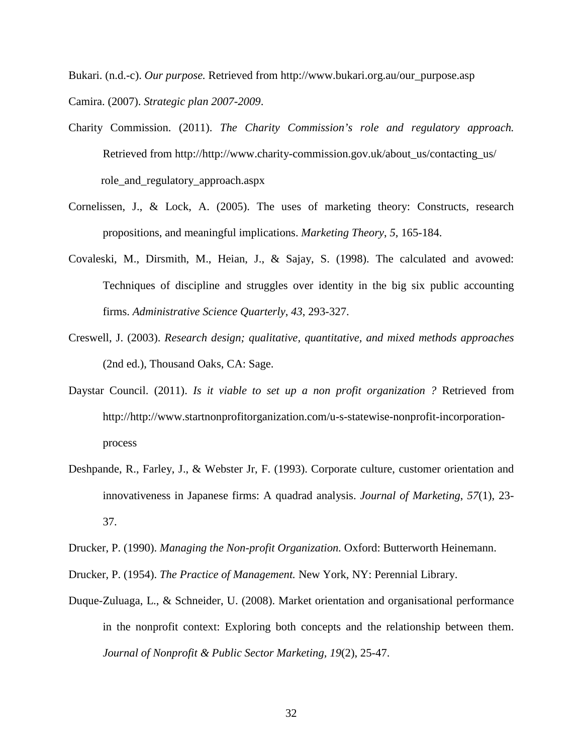Bukari. (n.d.-c). *Our purpose.* Retrieved from http://www.bukari.org.au/our_purpose.asp

Camira. (2007). *Strategic plan 2007-2009*.

Charity Commission. (2011). *The Charity Commission's role and regulatory approach.* Retrieved from http://http://www.charity-commission.gov.uk/about_us/contacting_us/role_and_regulatory_approach.aspx

Cornelissen, J., & Lock, A. (2005). The uses of marketing theory: Constructs, research propositions, and meaningful implications. *Marketing Theory*, *5*, 165-184.

Covaleski, M., Dirsmith, M., Heian, J., & Sajay, S. (1998). The calculated and avowed: Techniques of discipline and struggles over identity in the big six public accounting firms. *Administrative Science Quarterly*, *43*, 293-327.

Creswell, J. (2003). *Research design; qualitative, quantitative, and mixed methods approaches* (2nd ed.), Thousand Oaks, CA: Sage.

Daystar Council. (2011). *Is it viable to set up a non profit organization ?* Retrieved from http://http://www.startnonprofitorganization.com/u-s-statewise-nonprofit-incorporation-process

Deshpande, R., Farley, J., & Webster Jr, F. (1993). Corporate culture, customer orientation and innovativeness in Japanese firms: A quadrad analysis. *Journal of Marketing*, *57*(1), 23-37.

Drucker, P. (1990). *Managing the Non-profit Organization.* Oxford: Butterworth Heinemann.

Drucker, P. (1954). *The Practice of Management.* New York, NY: Perennial Library.

Duque-Zuluaga, L., & Schneider, U. (2008). Market orientation and organisational performance in the nonprofit context: Exploring both concepts and the relationship between them. *Journal of Nonprofit & Public Sector Marketing*, *19*(2), 25-47.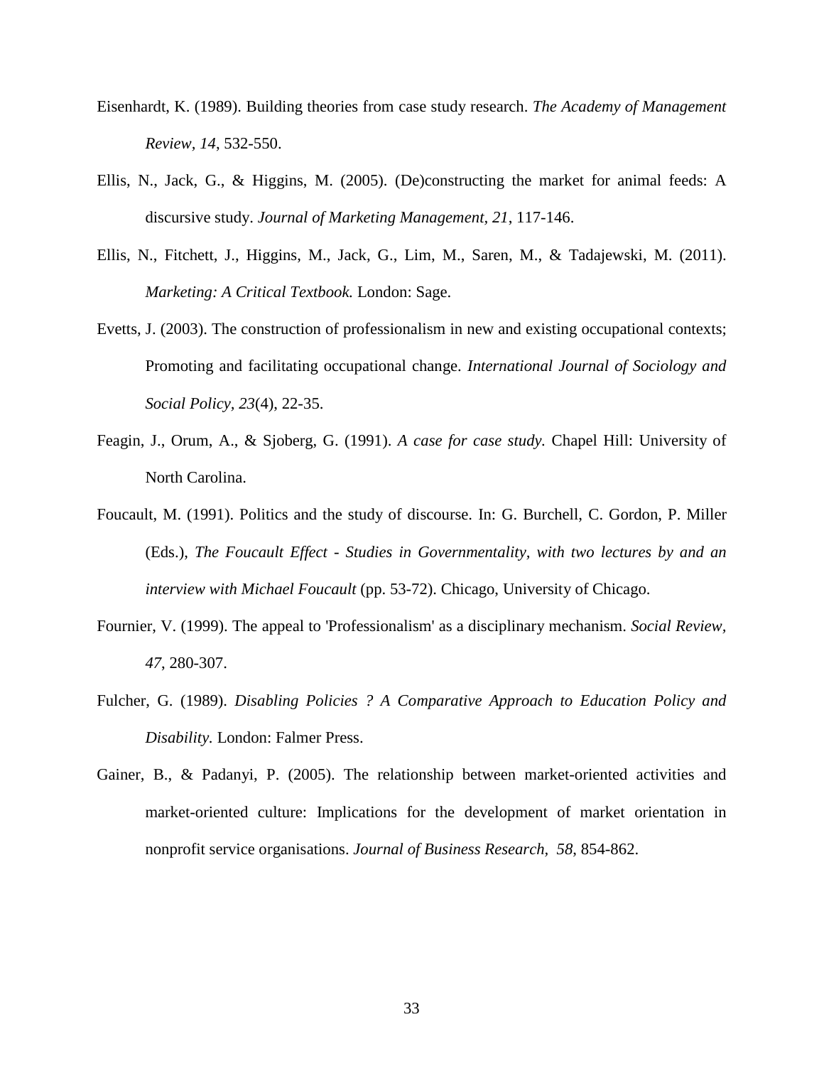Eisenhardt, K. (1989). Building theories from case study research. *The Academy of Management Review, 14*, 532-550.

Ellis, N., Jack, G., & Higgins, M. (2005). (De)constructing the market for animal feeds: A discursive study. *Journal of Marketing Management, 21*, 117-146.

Ellis, N., Fitchett, J., Higgins, M., Jack, G., Lim, M., Saren, M., & Tadajewski, M. (2011). *Marketing: A Critical Textbook.* London: Sage.

Evetts, J. (2003). The construction of professionalism in new and existing occupational contexts; Promoting and facilitating occupational change. *International Journal of Sociology and Social Policy, 23*(4), 22-35.

Feagin, J., Orum, A., & Sjoberg, G. (1991). *A case for case study.* Chapel Hill: University of North Carolina.

Foucault, M. (1991). Politics and the study of discourse. In: G. Burchell, C. Gordon, P. Miller (Eds.), *The Foucault Effect - Studies in Governmentality, with two lectures by and an interview with Michael Foucault* (pp. 53-72). Chicago, University of Chicago.

Fournier, V. (1999). The appeal to 'Professionalism' as a disciplinary mechanism. *Social Review, 47*, 280-307.

Fulcher, G. (1989). *Disabling Policies ? A Comparative Approach to Education Policy and Disability.* London: Falmer Press.

Gainer, B., & Padanyi, P. (2005). The relationship between market-oriented activities and market-oriented culture: Implications for the development of market orientation in nonprofit service organisations. *Journal of Business Research, 58*, 854-862.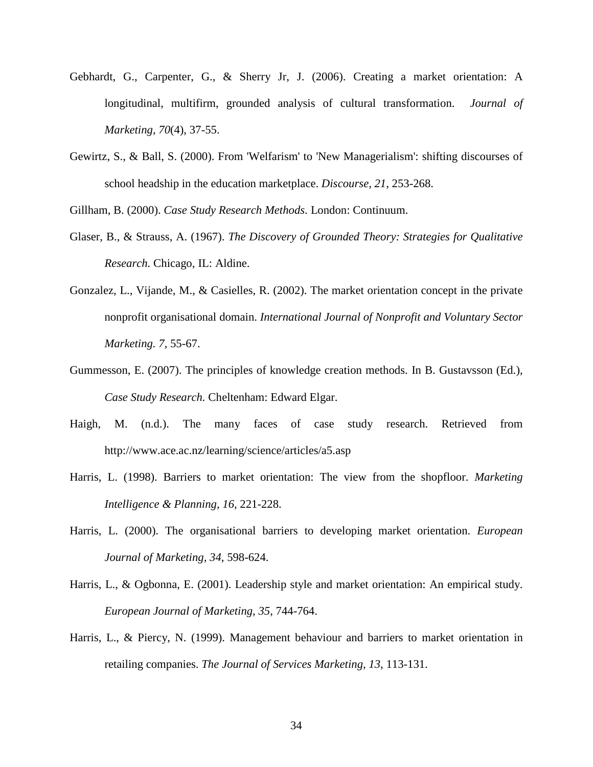Gebhardt, G., Carpenter, G., & Sherry Jr, J. (2006). Creating a market orientation: A longitudinal, multifirm, grounded analysis of cultural transformation. *Journal of Marketing, 70*(4), 37-55.

Gewirtz, S., & Ball, S. (2000). From 'Welfarism' to 'New Managerialism': shifting discourses of school headship in the education marketplace. *Discourse, 21*, 253-268.

Gillham, B. (2000). *Case Study Research Methods*. London: Continuum.

Glaser, B., & Strauss, A. (1967). *The Discovery of Grounded Theory: Strategies for Qualitative Research.* Chicago, IL: Aldine.

Gonzalez, L., Vijande, M., & Casielles, R. (2002). The market orientation concept in the private nonprofit organisational domain. *International Journal of Nonprofit and Voluntary Sector Marketing. 7*, 55-67.

Gummesson, E. (2007). The principles of knowledge creation methods. In B. Gustavsson (Ed.), *Case Study Research.* Cheltenham: Edward Elgar.

Haigh, M. (n.d.). The many faces of case study research. Retrieved from http://www.ace.ac.nz/learning/science/articles/a5.asp

Harris, L. (1998). Barriers to market orientation: The view from the shopfloor. *Marketing Intelligence & Planning, 16*, 221-228.

Harris, L. (2000). The organisational barriers to developing market orientation. *European Journal of Marketing, 34*, 598-624.

Harris, L., & Ogbonna, E. (2001). Leadership style and market orientation: An empirical study. *European Journal of Marketing, 35*, 744-764.

Harris, L., & Piercy, N. (1999). Management behaviour and barriers to market orientation in retailing companies. *The Journal of Services Marketing, 13*, 113-131.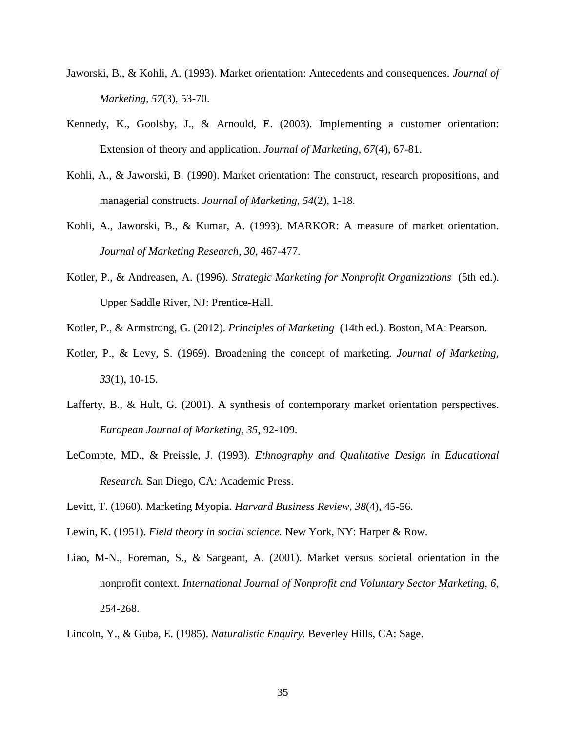Jaworski, B., & Kohli, A. (1993). Market orientation: Antecedents and consequences. *Journal of Marketing, 57*(3), 53-70.

Kennedy, K., Goolsby, J., & Arnould, E. (2003). Implementing a customer orientation: Extension of theory and application. *Journal of Marketing, 67*(4), 67-81.

Kohli, A., & Jaworski, B. (1990). Market orientation: The construct, research propositions, and managerial constructs. *Journal of Marketing, 54*(2), 1-18.

Kohli, A., Jaworski, B., & Kumar, A. (1993). MARKOR: A measure of market orientation. *Journal of Marketing Research, 30*, 467-477.

Kotler, P., & Andreasen, A. (1996). *Strategic Marketing for Nonprofit Organizations* (5th ed.). Upper Saddle River, NJ: Prentice-Hall.

Kotler, P., & Armstrong, G. (2012). *Principles of Marketing* (14th ed.). Boston, MA: Pearson.

Kotler, P., & Levy, S. (1969). Broadening the concept of marketing. *Journal of Marketing, 33*(1), 10-15.

Lafferty, B., & Hult, G. (2001). A synthesis of contemporary market orientation perspectives. *European Journal of Marketing, 35*, 92-109.

LeCompte, MD., & Preissle, J. (1993). *Ethnography and Qualitative Design in Educational Research.* San Diego, CA: Academic Press.

Levitt, T. (1960). Marketing Myopia. *Harvard Business Review, 38*(4), 45-56.

Lewin, K. (1951). *Field theory in social science.* New York, NY: Harper & Row.

Liao, M-N., Foreman, S., & Sargeant, A. (2001). Market versus societal orientation in the nonprofit context. *International Journal of Nonprofit and Voluntary Sector Marketing, 6*, 254-268.

Lincoln, Y., & Guba, E. (1985). *Naturalistic Enquiry.* Beverley Hills, CA: Sage.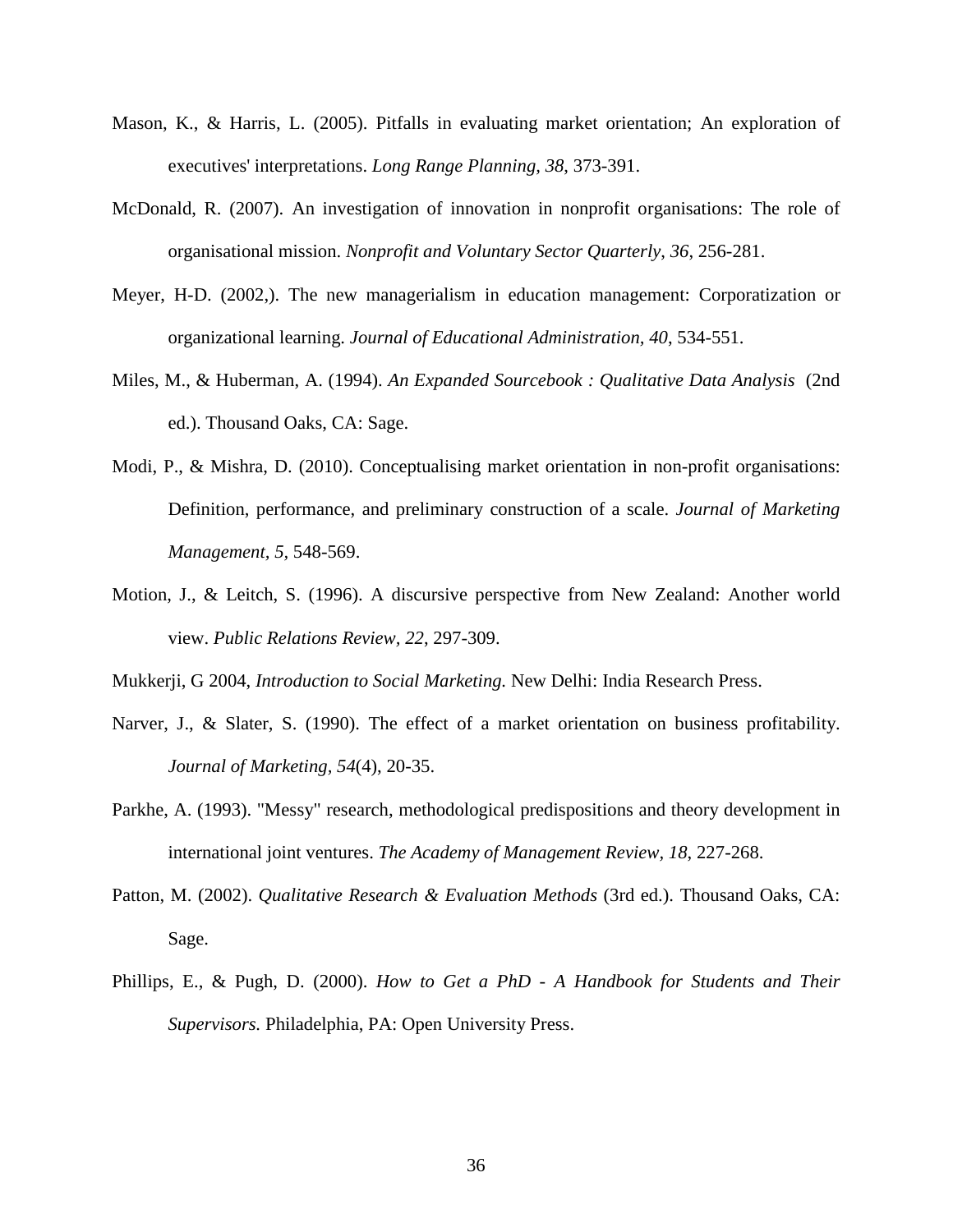Mason, K., & Harris, L. (2005). Pitfalls in evaluating market orientation; An exploration of executives' interpretations. *Long Range Planning, 38*, 373-391.

McDonald, R. (2007). An investigation of innovation in nonprofit organisations: The role of organisational mission. *Nonprofit and Voluntary Sector Quarterly*, *36*, 256-281.

Meyer, H-D. (2002,). The new managerialism in education management: Corporatization or organizational learning. *Journal of Educational Administration, 40*, 534-551.

Miles, M., & Huberman, A. (1994). *An Expanded Sourcebook : Qualitative Data Analysis* (2nd ed.). Thousand Oaks, CA: Sage.

Modi, P., & Mishra, D. (2010). Conceptualising market orientation in non-profit organisations: Definition, performance, and preliminary construction of a scale. *Journal of Marketing Management*, *5*, 548-569.

Motion, J., & Leitch, S. (1996). A discursive perspective from New Zealand: Another world view. *Public Relations Review, 22*, 297-309.

Mukkerji, G 2004, *Introduction to Social Marketing.* New Delhi: India Research Press.

Narver, J., & Slater, S. (1990). The effect of a market orientation on business profitability. *Journal of Marketing*, *54*(4), 20-35.

Parkhe, A. (1993). "Messy" research, methodological predispositions and theory development in international joint ventures. *The Academy of Management Review*, *18*, 227-268.

Patton, M. (2002). *Qualitative Research & Evaluation Methods* (3rd ed.). Thousand Oaks, CA: Sage.

Phillips, E., & Pugh, D. (2000). *How to Get a PhD - A Handbook for Students and Their Supervisors.* Philadelphia, PA: Open University Press.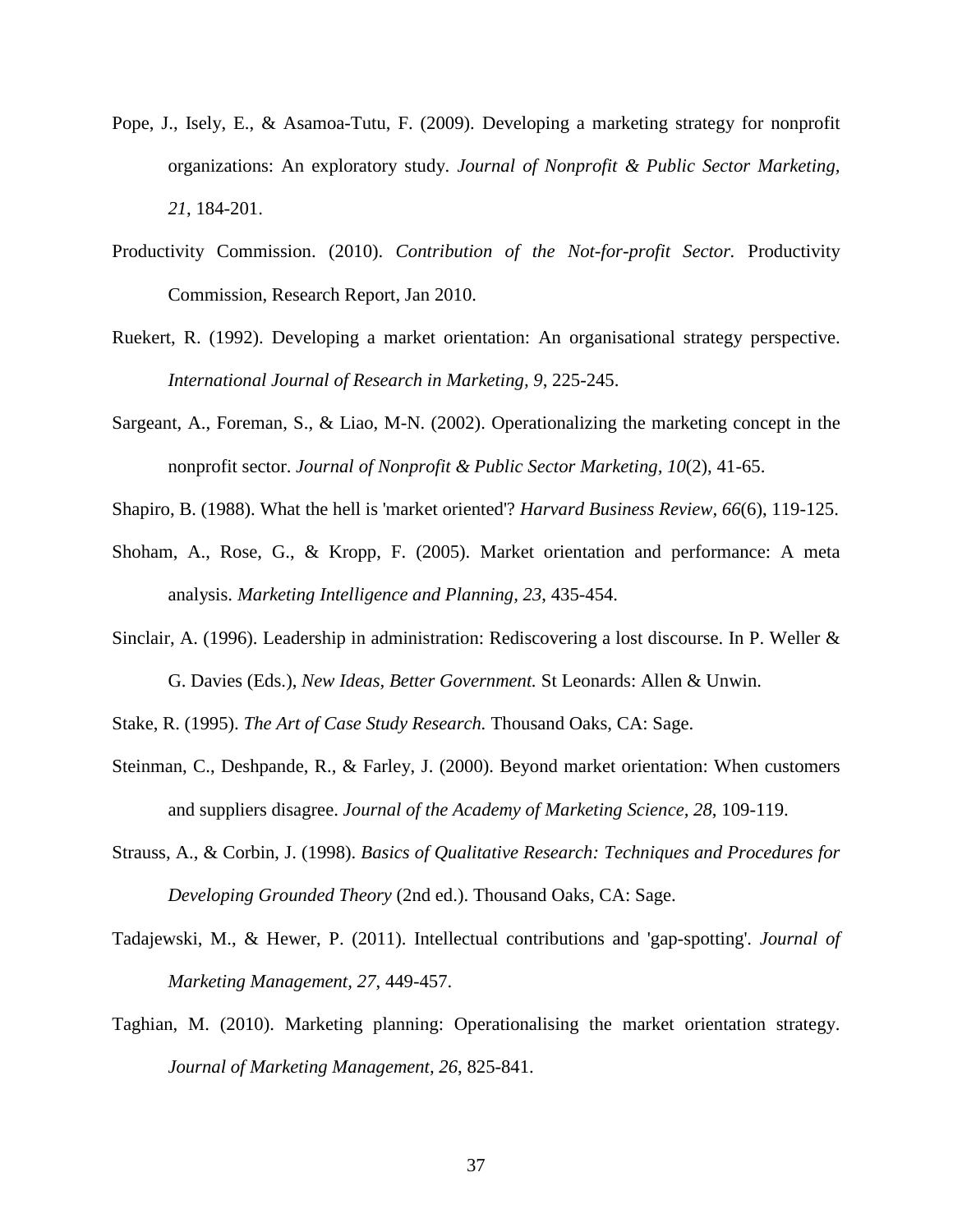Pope, J., Isely, E., & Asamoa-Tutu, F. (2009). Developing a marketing strategy for nonprofit organizations: An exploratory study. *Journal of Nonprofit & Public Sector Marketing, 21*, 184-201.

Productivity Commission. (2010). *Contribution of the Not-for-profit Sector.* Productivity Commission, Research Report, Jan 2010.

Ruekert, R. (1992). Developing a market orientation: An organisational strategy perspective. *International Journal of Research in Marketing, 9*, 225-245.

Sargeant, A., Foreman, S., & Liao, M-N. (2002). Operationalizing the marketing concept in the nonprofit sector. *Journal of Nonprofit & Public Sector Marketing, 10*(2), 41-65.

Shapiro, B. (1988). What the hell is 'market oriented'? *Harvard Business Review, 66*(6), 119-125.

Shoham, A., Rose, G., & Kropp, F. (2005). Market orientation and performance: A meta analysis. *Marketing Intelligence and Planning, 23*, 435-454.

Sinclair, A. (1996). Leadership in administration: Rediscovering a lost discourse. In P. Weller & G. Davies (Eds.), *New Ideas, Better Government.* St Leonards: Allen & Unwin.

Stake, R. (1995). *The Art of Case Study Research.* Thousand Oaks, CA: Sage.

Steinman, C., Deshpande, R., & Farley, J. (2000). Beyond market orientation: When customers and suppliers disagree. *Journal of the Academy of Marketing Science, 28*, 109-119.

Strauss, A., & Corbin, J. (1998). *Basics of Qualitative Research: Techniques and Procedures for Developing Grounded Theory* (2nd ed.). Thousand Oaks, CA: Sage.

Tadajewski, M., & Hewer, P. (2011). Intellectual contributions and 'gap-spotting'. *Journal of Marketing Management, 27*, 449-457.

Taghian, M. (2010). Marketing planning: Operationalising the market orientation strategy. *Journal of Marketing Management, 26*, 825-841.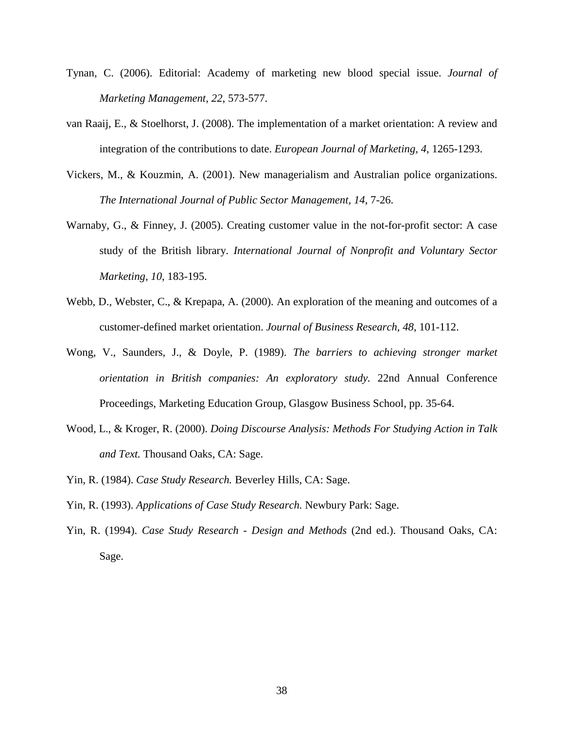Tynan, C. (2006). Editorial: Academy of marketing new blood special issue. *Journal of Marketing Management, 22*, 573-577.

van Raaij, E., & Stoelhorst, J. (2008). The implementation of a market orientation: A review and integration of the contributions to date. *European Journal of Marketing, 4*, 1265-1293.

Vickers, M., & Kouzmin, A. (2001). New managerialism and Australian police organizations. *The International Journal of Public Sector Management, 14*, 7-26.

Warnaby, G., & Finney, J. (2005). Creating customer value in the not-for-profit sector: A case study of the British library. *International Journal of Nonprofit and Voluntary Sector Marketing, 10*, 183-195.

Webb, D., Webster, C., & Krepapa, A. (2000). An exploration of the meaning and outcomes of a customer-defined market orientation. *Journal of Business Research, 48*, 101-112.

Wong, V., Saunders, J., & Doyle, P. (1989). *The barriers to achieving stronger market orientation in British companies: An exploratory study.* 22nd Annual Conference Proceedings, Marketing Education Group, Glasgow Business School, pp. 35-64.

Wood, L., & Kroger, R. (2000). *Doing Discourse Analysis: Methods For Studying Action in Talk and Text.* Thousand Oaks, CA: Sage.

Yin, R. (1984). *Case Study Research.* Beverley Hills, CA: Sage.

Yin, R. (1993). *Applications of Case Study Research.* Newbury Park: Sage.

Yin, R. (1994). *Case Study Research - Design and Methods* (2nd ed.). Thousand Oaks, CA: Sage.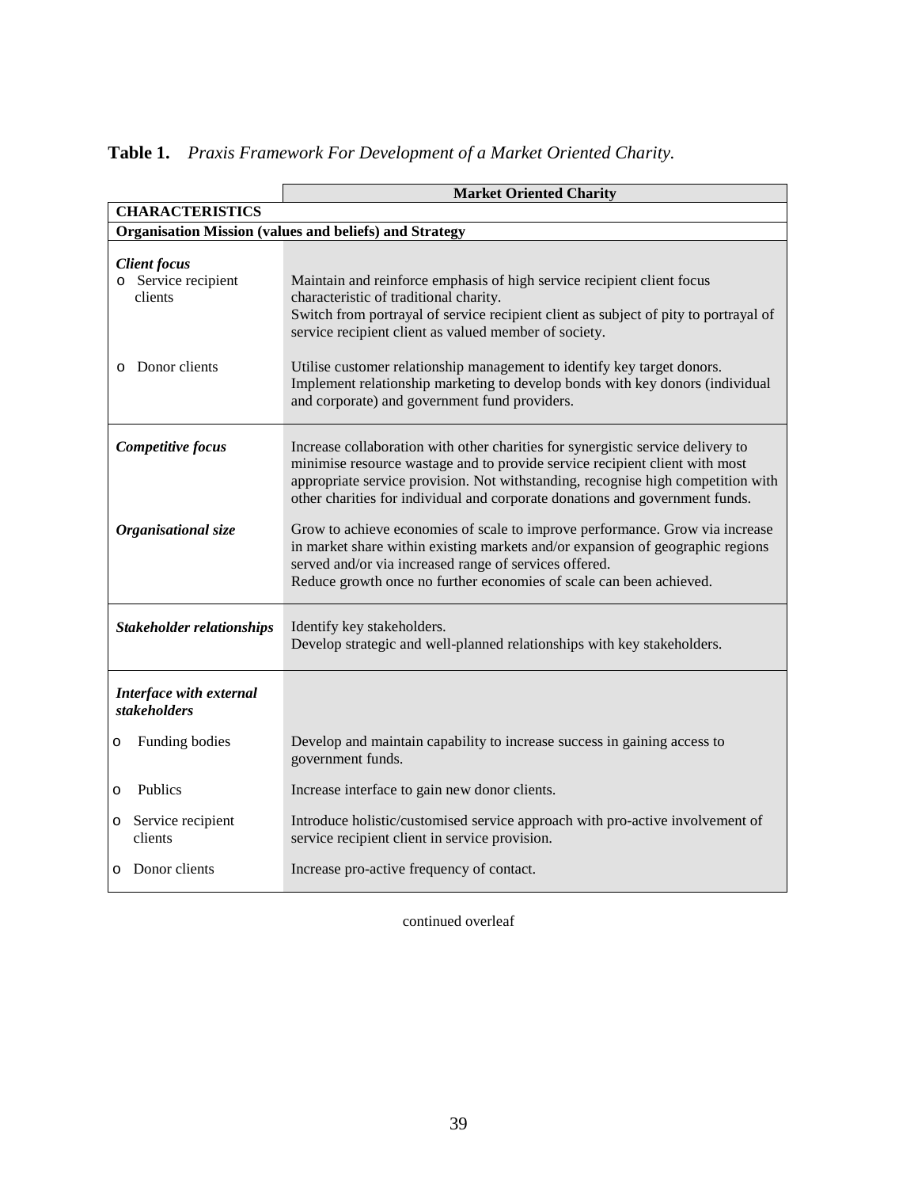**Table 1.** *Praxis Framework For Development of a Market Oriented Charity.*

| | Market Oriented Charity |
|---|---|
| **CHARACTERISTICS** | |
| **Organisation Mission (values and beliefs) and Strategy** | |
| ***Client focus*** | |
| o Service recipient clients | Maintain and reinforce emphasis of high service recipient client focus characteristic of traditional charity. Switch from portrayal of service recipient client as subject of pity to portrayal of service recipient client as valued member of society. |
| o Donor clients | Utilise customer relationship management to identify key target donors. Implement relationship marketing to develop bonds with key donors (individual and corporate) and government fund providers. |
| ***Competitive focus*** | Increase collaboration with other charities for synergistic service delivery to minimise resource wastage and to provide service recipient client with most appropriate service provision. Not withstanding, recognise high competition with other charities for individual and corporate donations and government funds. |
| ***Organisational size*** | Grow to achieve economies of scale to improve performance. Grow via increase in market share within existing markets and/or expansion of geographic regions served and/or via increased range of services offered. Reduce growth once no further economies of scale can been achieved. |
| ***Stakeholder relationships*** | Identify key stakeholders. Develop strategic and well-planned relationships with key stakeholders. |
| ***Interface with external stakeholders*** | |
| o Funding bodies | Develop and maintain capability to increase success in gaining access to government funds. |
| o Publics | Increase interface to gain new donor clients. |
| o Service recipient clients | Introduce holistic/customised service approach with pro-active involvement of service recipient client in service provision. |
| o Donor clients | Increase pro-active frequency of contact. |

continued overleaf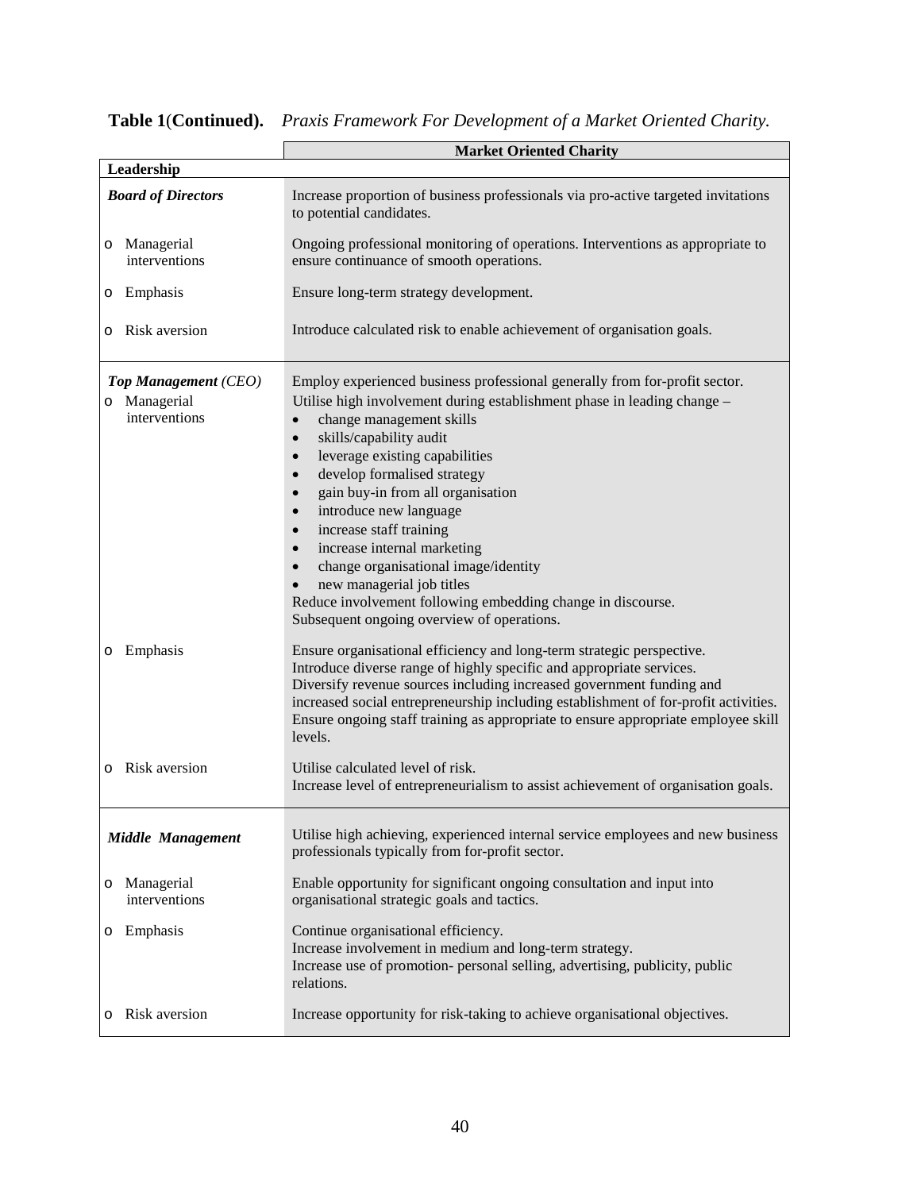**Table 1(Continued).** *Praxis Framework For Development of a Market Oriented Charity.*

| | **Market Oriented Charity** |
|---|---|
| **Leadership** | |
| ***Board of Directors*** | Increase proportion of business professionals via pro-active targeted invitations to potential candidates. |
| o Managerial interventions | Ongoing professional monitoring of operations. Interventions as appropriate to ensure continuance of smooth operations. |
| o Emphasis | Ensure long-term strategy development. |
| o Risk aversion | Introduce calculated risk to enable achievement of organisation goals. |
| ***Top Management** (CEO)* | Employ experienced business professional generally from for-profit sector. |
| o Managerial interventions | Utilise high involvement during establishment phase in leading change – <br>• change management skills <br>• skills/capability audit <br>• leverage existing capabilities <br>• develop formalised strategy <br>• gain buy-in from all organisation <br>• introduce new language <br>• increase staff training <br>• increase internal marketing <br>• change organisational image/identity <br>• new managerial job titles <br>Reduce involvement following embedding change in discourse. <br>Subsequent ongoing overview of operations. |
| o Emphasis | Ensure organisational efficiency and long-term strategic perspective. <br>Introduce diverse range of highly specific and appropriate services. <br>Diversify revenue sources including increased government funding and increased social entrepreneurship including establishment of for-profit activities. <br>Ensure ongoing staff training as appropriate to ensure appropriate employee skill levels. |
| o Risk aversion | Utilise calculated level of risk. <br>Increase level of entrepreneurialism to assist achievement of organisation goals. |
| ***Middle Management*** | Utilise high achieving, experienced internal service employees and new business professionals typically from for-profit sector. |
| o Managerial interventions | Enable opportunity for significant ongoing consultation and input into organisational strategic goals and tactics. |
| o Emphasis | Continue organisational efficiency. <br>Increase involvement in medium and long-term strategy. <br>Increase use of promotion- personal selling, advertising, publicity, public relations. |
| o Risk aversion | Increase opportunity for risk-taking to achieve organisational objectives. |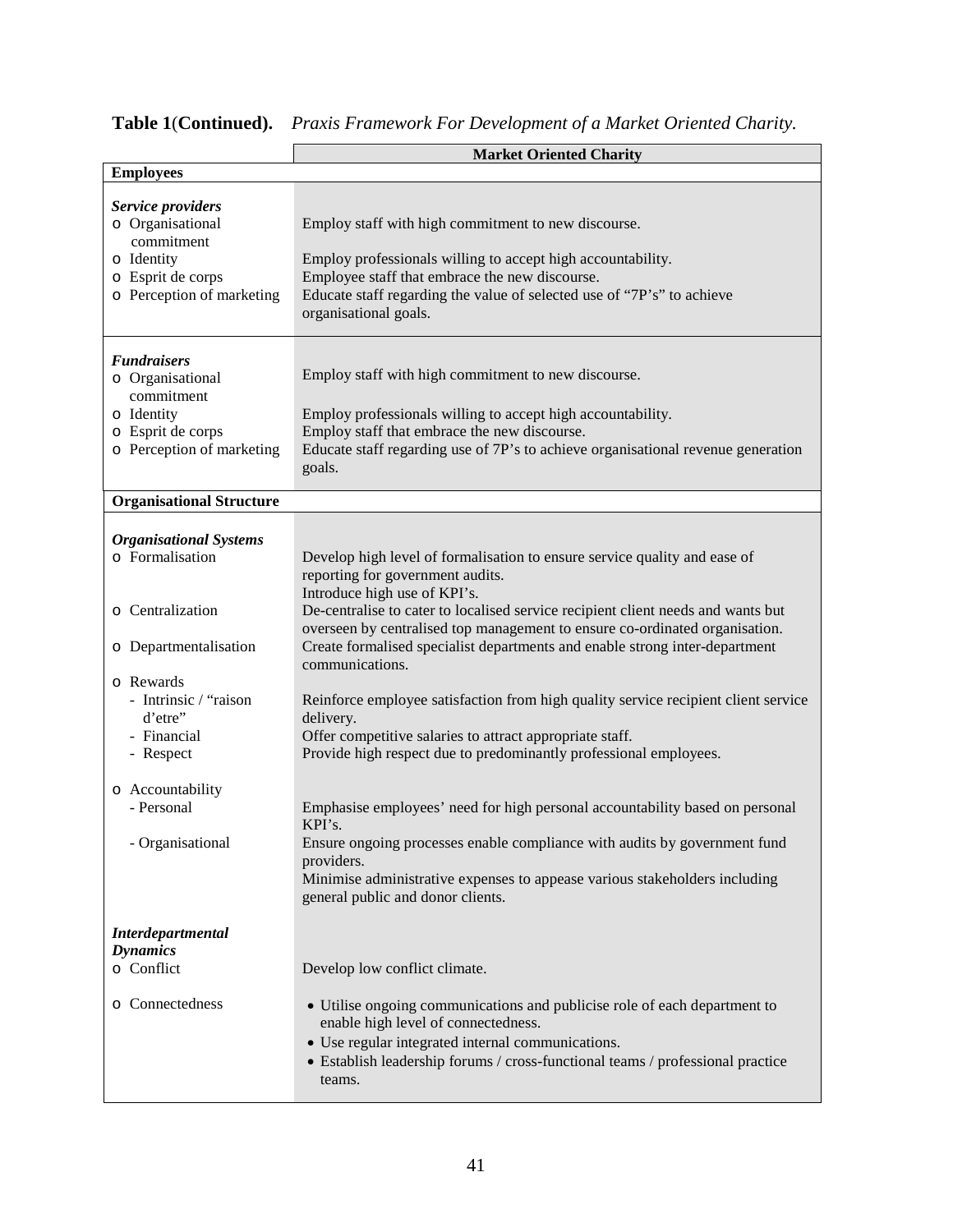**Table 1**(**Continued).** *Praxis Framework For Development of a Market Oriented Charity.*

| | **Market Oriented Charity** |
|---|---|
| **Employees** | |
| ***Service providers*** | |
| o Organisational commitment | Employ staff with high commitment to new discourse. |
| o Identity | Employ professionals willing to accept high accountability. |
| o Esprit de corps | Employee staff that embrace the new discourse. |
| o Perception of marketing | Educate staff regarding the value of selected use of "7P's" to achieve organisational goals. |
| ***Fundraisers*** | |
| o Organisational commitment | Employ staff with high commitment to new discourse. |
| o Identity | Employ professionals willing to accept high accountability. |
| o Esprit de corps | Employ staff that embrace the new discourse. |
| o Perception of marketing | Educate staff regarding use of 7P's to achieve organisational revenue generation goals. |
| **Organisational Structure** | |
| ***Organisational Systems*** | |
| o Formalisation | Develop high level of formalisation to ensure service quality and ease of reporting for government audits. Introduce high use of KPI's. |
| o Centralization | De-centralise to cater to localised service recipient client needs and wants but overseen by centralised top management to ensure co-ordinated organisation. |
| o Departmentalisation | Create formalised specialist departments and enable strong inter-department communications. |
| o Rewards | |
| - Intrinsic / "raison d'etre" | Reinforce employee satisfaction from high quality service recipient client service delivery. |
| - Financial | Offer competitive salaries to attract appropriate staff. |
| - Respect | Provide high respect due to predominantly professional employees. |
| o Accountability | |
| - Personal | Emphasise employees' need for high personal accountability based on personal KPI's. |
| - Organisational | Ensure ongoing processes enable compliance with audits by government fund providers. Minimise administrative expenses to appease various stakeholders including general public and donor clients. |
| ***Interdepartmental Dynamics*** | |
| o Conflict | Develop low conflict climate. |
| o Connectedness | • Utilise ongoing communications and publicise role of each department to enable high level of connectedness. • Use regular integrated internal communications. • Establish leadership forums / cross-functional teams / professional practice teams. |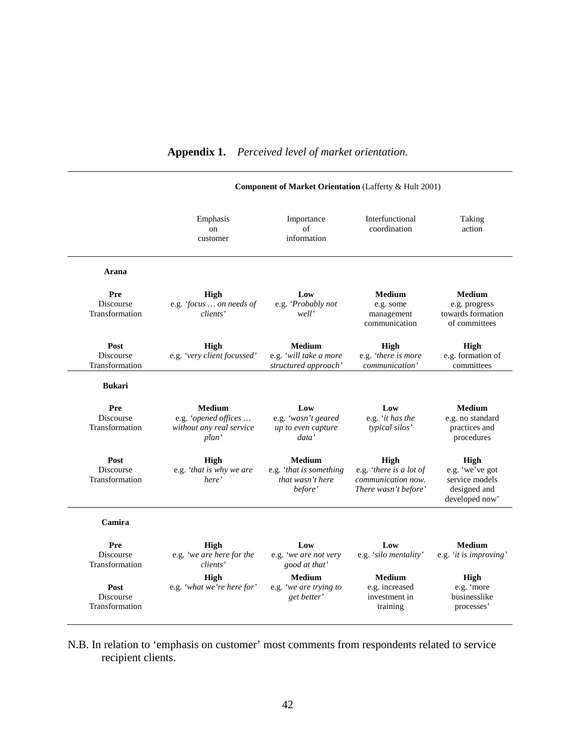**Appendix 1.** *Perceived level of market orientation.*

| | **Component of Market Orientation** (Lafferty & Hult 2001) | | | |
|---|---|---|---|---|
| | Emphasis on customer | Importance of information | Interfunctional coordination | Taking action |
| **Arana** | | | | |
| **Pre** Discourse Transformation | **High** e.g. *'focus … on needs of clients'* | **Low** e.g. *'Probably not well'* | **Medium** e.g. some management communication | **Medium** e.g. progress towards formation of committees |
| **Post** Discourse Transformation | **High** e.g. *'very client focussed'* | **Medium** e.g. *'will take a more structured approach'* | **High** e.g. *'there is more communication'* | **High** e.g. formation of committees |
| **Bukari** | | | | |
| **Pre** Discourse Transformation | **Medium** e.g. *'opened offices … without any real service plan'* | **Low** e.g. *'wasn't geared up to even capture data'* | **Low** e.g. *'it has the typical silos'* | **Medium** e.g. no standard practices and procedures |
| **Post** Discourse Transformation | **High** e.g. *'that is why we are here'* | **Medium** e.g. *'that is something that wasn't here before'* | **High** e.g. *'there is a lot of communication now. There wasn't before'* | **High** e.g. 'we've got service models designed and developed now' |
| **Camira** | | | | |
| **Pre** Discourse Transformation | **High** e.g. *'we are here for the clients'* | **Low** e.g. *'we are not very good at that'* | **Low** e.g. *'silo mentality'* | **Medium** e.g. *'it is improving'* |
| **Post** Discourse Transformation | **High** e.g. *'what we're here for'* | **Medium** e.g. *'we are trying to get better'* | **Medium** e.g. increased investment in training | **High** e.g. 'more businesslike processes' |

N.B. In relation to 'emphasis on customer' most comments from respondents related to service recipient clients.